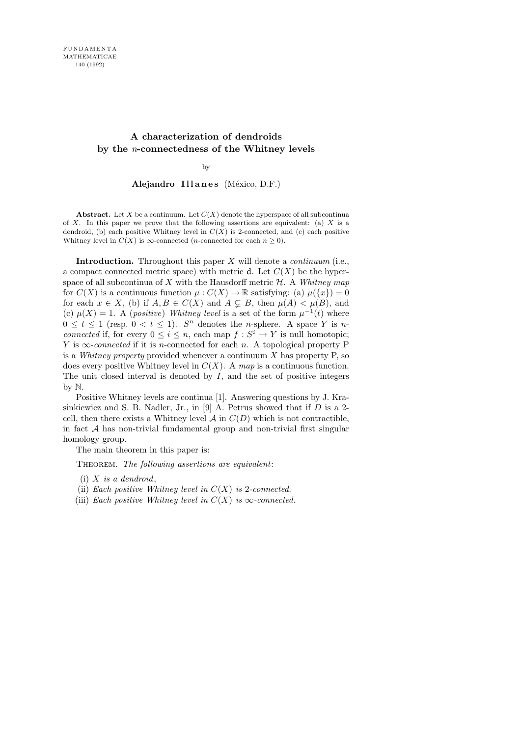# A characterization of dendroids by the $n$-connectedness of the Whitney levels

by

**Alejandro Illanes** (México, D.F.)

**Abstract.** Let $X$ be a continuum. Let $C(X)$ denote the hyperspace of all subcontinua of $X$. In this paper we prove that the following assertions are equivalent: (a) $X$ is a dendroid, (b) each positive Whitney level in $C(X)$ is 2-connected, and (c) each positive Whitney level in $C(X)$ is $\infty$-connected ($n$-connected for each $n \geq 0$).

**Introduction.** Throughout this paper $X$ will denote a *continuum* (i.e., a compact connected metric space) with metric $\mathsf{d}$. Let $C(X)$ be the hyperspace of all subcontinua of $X$ with the Hausdorff metric $\mathcal{H}$. A *Whitney map* for $C(X)$ is a continuous function $\mu : C(X) \to \mathbb{R}$ satisfying: (a) $\mu(\{x\}) = 0$ for each $x \in X$, (b) if $A, B \in C(X)$ and $A \subsetneq B$, then $\mu(A) < \mu(B)$, and (c) $\mu(X) = 1$. A (*positive*) *Whitney level* is a set of the form $\mu^{-1}(t)$ where $0 \leq t \leq 1$ (resp. $0 < t \leq 1$). $S^n$ denotes the $n$-sphere. A space $Y$ is *$n$-connected* if, for every $0 \leq i \leq n$, each map $f : S^i \to Y$ is null homotopic; $Y$ is *$\infty$-connected* if it is $n$-connected for each $n$. A topological property P is a *Whitney property* provided whenever a continuum $X$ has property P, so does every positive Whitney level in $C(X)$. A *map* is a continuous function. The unit closed interval is denoted by $I$, and the set of positive integers by $\mathbb{N}$.

Positive Whitney levels are continua [1]. Answering questions by J. Krasinkiewicz and S. B. Nadler, Jr., in [9] A. Petrus showed that if $D$ is a 2-cell, then there exists a Whitney level $\mathcal{A}$ in $C(D)$ which is not contractible, in fact $\mathcal{A}$ has non-trivial fundamental group and non-trivial first singular homology group.

The main theorem in this paper is:

Theorem. *The following assertions are equivalent*:

(i) *$X$ is a dendroid*,

(ii) *Each positive Whitney level in $C(X)$ is* 2*-connected.*

(iii) *Each positive Whitney level in $C(X)$ is $\infty$-connected.*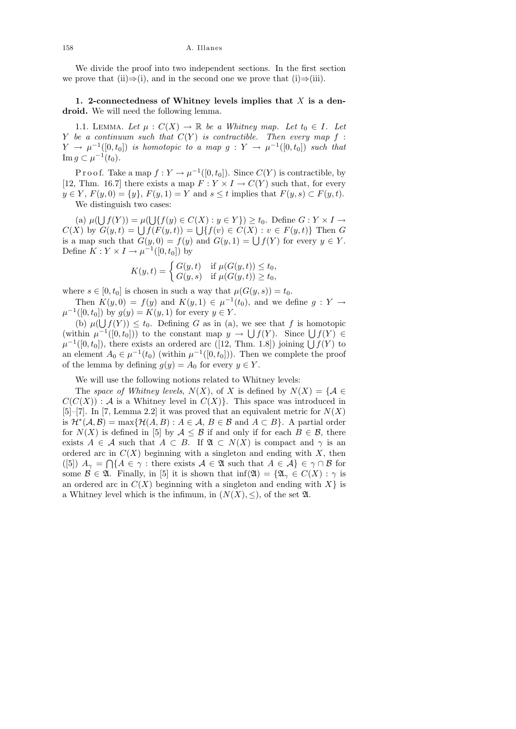We divide the proof into two independent sections. In the first section we prove that (ii)⇒(i), and in the second one we prove that (i)⇒(iii).

**1. 2-connectedness of Whitney levels implies that $X$ is a dendroid.** We will need the following lemma.

1.1. Lemma. *Let $\mu : C(X) \to \mathbb{R}$ be a Whitney map. Let $t_0 \in I$. Let $Y$ be a continuum such that $C(Y)$ is contractible. Then every map $f : Y \to \mu^{-1}([0,t_0])$ is homotopic to a map $g : Y \to \mu^{-1}([0,t_0])$ such that $\operatorname{Im} g \subset \mu^{-1}(t_0)$.*

Proof. Take a map $f : Y \to \mu^{-1}([0,t_0])$. Since $C(Y)$ is contractible, by [12, Thm. 16.7] there exists a map $F : Y \times I \to C(Y)$ such that, for every $y \in Y$, $F(y,0) = \{y\}$, $F(y,1) = Y$ and $s \le t$ implies that $F(y,s) \subset F(y,t)$.

We distinguish two cases:

(a) $\mu(\bigcup f(Y)) = \mu(\bigcup\{f(y) \in C(X) : y \in Y\}) \ge t_0$. Define $G : Y \times I \to C(X)$ by $G(y,t) = \bigcup f(F(y,t)) = \bigcup\{f(v) \in C(X) : v \in F(y,t)\}$ Then $G$ is a map such that $G(y,0) = f(y)$ and $G(y,1) = \bigcup f(Y)$ for every $y \in Y$. Define $K : Y \times I \to \mu^{-1}([0,t_0])$ by

$$K(y,t) = \begin{cases} G(y,t) & \text{if } \mu(G(y,t)) \le t_0, \\ G(y,s) & \text{if } \mu(G(y,t)) \ge t_0, \end{cases}$$

where $s \in [0,t_0]$ is chosen in such a way that $\mu(G(y,s)) = t_0$.

Then $K(y,0) = f(y)$ and $K(y,1) \in \mu^{-1}(t_0)$, and we define $g : Y \to \mu^{-1}([0,t_0])$ by $g(y) = K(y,1)$ for every $y \in Y$.

(b) $\mu(\bigcup f(Y)) \le t_0$. Defining $G$ as in (a), we see that $f$ is homotopic (within $\mu^{-1}([0,t_0])$) to the constant map $y \to \bigcup f(Y)$. Since $\bigcup f(Y) \in \mu^{-1}([0,t_0])$, there exists an ordered arc ([12, Thm. 1.8]) joining $\bigcup f(Y)$ to an element $A_0 \in \mu^{-1}(t_0)$ (within $\mu^{-1}([0,t_0])$). Then we complete the proof of the lemma by defining $g(y) = A_0$ for every $y \in Y$.

We will use the following notions related to Whitney levels:

The *space of Whitney levels*, $N(X)$, of $X$ is defined by $N(X) = \{\mathcal{A} \in C(C(X)) : \mathcal{A} \text{ is a Whitney level in } C(X)\}$. This space was introduced in [5]–[7]. In [7, Lemma 2.2] it was proved that an equivalent metric for $N(X)$ is $\mathcal{H}^*(\mathcal{A},\mathcal{B}) = \max\{\mathcal{H}(A,B) : A \in \mathcal{A},\ B \in \mathcal{B} \text{ and } A \subset B\}$. A partial order for $N(X)$ is defined in [5] by $\mathcal{A} \le \mathcal{B}$ if and only if for each $B \in \mathcal{B}$, there exists $A \in \mathcal{A}$ such that $A \subset B$. If $\mathfrak{A} \subset N(X)$ is compact and $\gamma$ is an ordered arc in $C(X)$ beginning with a singleton and ending with $X$, then ([5]) $A_\gamma = \bigcap\{A \in \gamma : \text{there exists } \mathcal{A} \in \mathfrak{A} \text{ such that } A \in \mathcal{A}\} \in \gamma \cap \mathcal{B}$ for some $\mathcal{B} \in \mathfrak{A}$. Finally, in [5] it is shown that $\inf(\mathfrak{A}) = \{\mathfrak{A}_\gamma \in C(X) : \gamma \text{ is an ordered arc in } C(X) \text{ beginning with a singleton and ending with } X\}$ is a Whitney level which is the infimum, in $(N(X),\le)$, of the set $\mathfrak{A}$.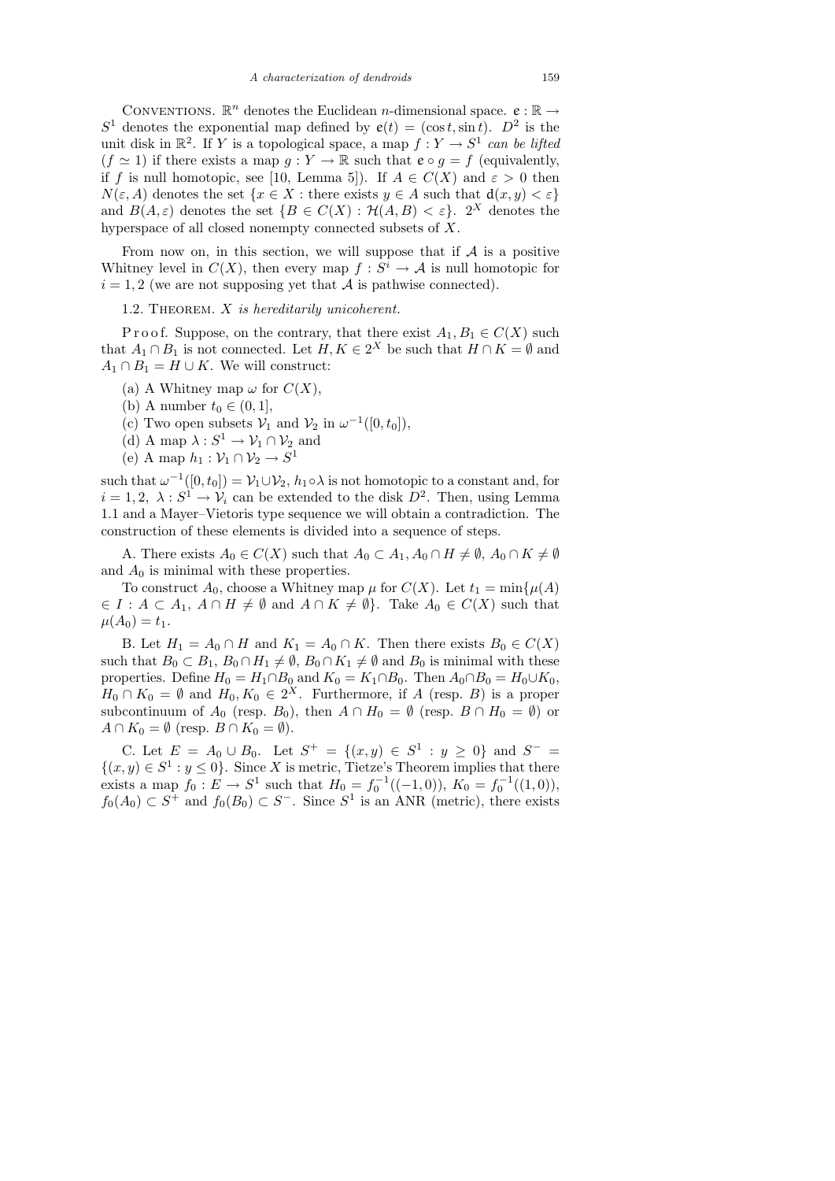CONVENTIONS. $\mathbb{R}^n$ denotes the Euclidean $n$-dimensional space. $\mathfrak{e} : \mathbb{R} \to S^1$ denotes the exponential map defined by $\mathfrak{e}(t) = (\cos t, \sin t)$. $D^2$ is the unit disk in $\mathbb{R}^2$. If $Y$ is a topological space, a map $f : Y \to S^1$ *can be lifted* ($f \simeq 1$) if there exists a map $g : Y \to \mathbb{R}$ such that $\mathfrak{e} \circ g = f$ (equivalently, if $f$ is null homotopic, see [10, Lemma 5]). If $A \in C(X)$ and $\varepsilon > 0$ then $N(\varepsilon, A)$ denotes the set $\{x \in X : \text{there exists } y \in A \text{ such that } \mathrm{d}(x, y) < \varepsilon\}$ and $B(A, \varepsilon)$ denotes the set $\{B \in C(X) : \mathcal{H}(A, B) < \varepsilon\}$. $2^X$ denotes the hyperspace of all closed nonempty connected subsets of $X$.

From now on, in this section, we will suppose that if $\mathcal{A}$ is a positive Whitney level in $C(X)$, then every map $f : S^i \to \mathcal{A}$ is null homotopic for $i = 1, 2$ (we are not supposing yet that $\mathcal{A}$ is pathwise connected).

1.2. THEOREM. *$X$ is hereditarily unicoherent.*

Proof. Suppose, on the contrary, that there exist $A_1, B_1 \in C(X)$ such that $A_1 \cap B_1$ is not connected. Let $H, K \in 2^X$ be such that $H \cap K = \emptyset$ and $A_1 \cap B_1 = H \cup K$. We will construct:

(a) A Whitney map $\omega$ for $C(X)$,

(b) A number $t_0 \in (0, 1]$,

(c) Two open subsets $\mathcal{V}_1$ and $\mathcal{V}_2$ in $\omega^{-1}([0, t_0])$,

(d) A map $\lambda : S^1 \to \mathcal{V}_1 \cap \mathcal{V}_2$ and

(e) A map $h_1 : \mathcal{V}_1 \cap \mathcal{V}_2 \to S^1$

such that $\omega^{-1}([0, t_0]) = \mathcal{V}_1 \cup \mathcal{V}_2$, $h_1 \circ \lambda$ is not homotopic to a constant and, for $i = 1, 2$, $\lambda : S^1 \to \mathcal{V}_i$ can be extended to the disk $D^2$. Then, using Lemma 1.1 and a Mayer–Vietoris type sequence we will obtain a contradiction. The construction of these elements is divided into a sequence of steps.

A. There exists $A_0 \in C(X)$ such that $A_0 \subset A_1$, $A_0 \cap H \neq \emptyset$, $A_0 \cap K \neq \emptyset$ and $A_0$ is minimal with these properties.

To construct $A_0$, choose a Whitney map $\mu$ for $C(X)$. Let $t_1 = \min\{\mu(A) \in I : A \subset A_1,\ A \cap H \neq \emptyset \text{ and } A \cap K \neq \emptyset\}$. Take $A_0 \in C(X)$ such that $\mu(A_0) = t_1$.

B. Let $H_1 = A_0 \cap H$ and $K_1 = A_0 \cap K$. Then there exists $B_0 \in C(X)$ such that $B_0 \subset B_1$, $B_0 \cap H_1 \neq \emptyset$, $B_0 \cap K_1 \neq \emptyset$ and $B_0$ is minimal with these properties. Define $H_0 = H_1 \cap B_0$ and $K_0 = K_1 \cap B_0$. Then $A_0 \cap B_0 = H_0 \cup K_0$, $H_0 \cap K_0 = \emptyset$ and $H_0, K_0 \in 2^X$. Furthermore, if $A$ (resp. $B$) is a proper subcontinuum of $A_0$ (resp. $B_0$), then $A \cap H_0 = \emptyset$ (resp. $B \cap H_0 = \emptyset$) or $A \cap K_0 = \emptyset$ (resp. $B \cap K_0 = \emptyset$).

C. Let $E = A_0 \cup B_0$. Let $S^+ = \{(x, y) \in S^1 : y \geq 0\}$ and $S^- = \{(x, y) \in S^1 : y \leq 0\}$. Since $X$ is metric, Tietze's Theorem implies that there exists a map $f_0 : E \to S^1$ such that $H_0 = f_0^{-1}((-1, 0))$, $K_0 = f_0^{-1}((1, 0))$, $f_0(A_0) \subset S^+$ and $f_0(B_0) \subset S^-$. Since $S^1$ is an ANR (metric), there exists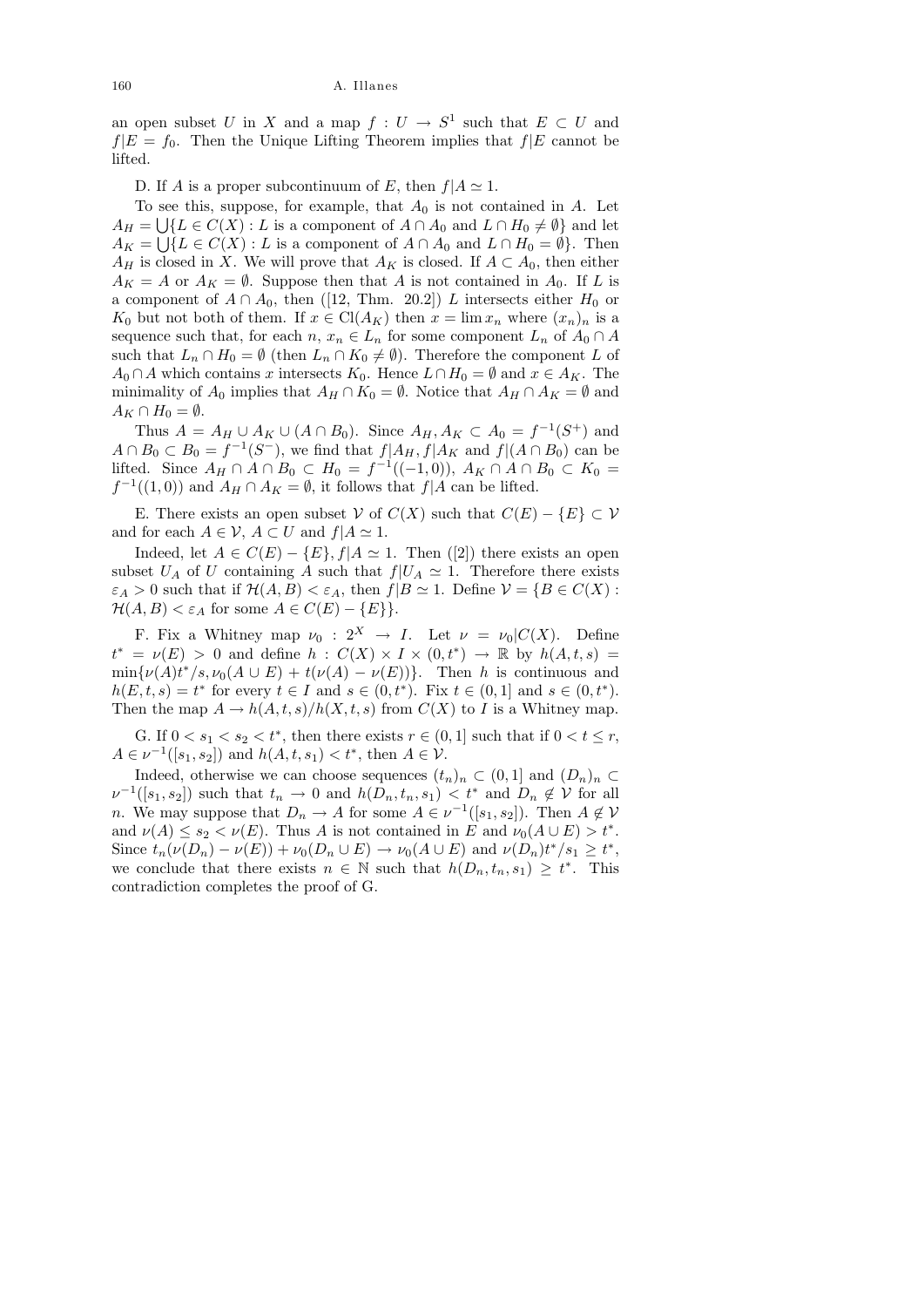an open subset $U$ in $X$ and a map $f : U \to S^1$ such that $E \subset U$ and $f|E = f_0$. Then the Unique Lifting Theorem implies that $f|E$ cannot be lifted.

D. If $A$ is a proper subcontinuum of $E$, then $f|A \simeq 1$.

To see this, suppose, for example, that $A_0$ is not contained in $A$. Let $A_H = \bigcup\{L \in C(X) : L$ is a component of $A \cap A_0$ and $L \cap H_0 \neq \emptyset\}$ and let $A_K = \bigcup\{L \in C(X) : L$ is a component of $A \cap A_0$ and $L \cap H_0 = \emptyset\}$. Then $A_H$ is closed in $X$. We will prove that $A_K$ is closed. If $A \subset A_0$, then either $A_K = A$ or $A_K = \emptyset$. Suppose then that $A$ is not contained in $A_0$. If $L$ is a component of $A \cap A_0$, then ([12, Thm. 20.2]) $L$ intersects either $H_0$ or $K_0$ but not both of them. If $x \in \mathrm{Cl}(A_K)$ then $x = \lim x_n$ where $(x_n)_n$ is a sequence such that, for each $n$, $x_n \in L_n$ for some component $L_n$ of $A_0 \cap A$ such that $L_n \cap H_0 = \emptyset$ (then $L_n \cap K_0 \neq \emptyset$). Therefore the component $L$ of $A_0 \cap A$ which contains $x$ intersects $K_0$. Hence $L \cap H_0 = \emptyset$ and $x \in A_K$. The minimality of $A_0$ implies that $A_H \cap K_0 = \emptyset$. Notice that $A_H \cap A_K = \emptyset$ and $A_K \cap H_0 = \emptyset$.

Thus $A = A_H \cup A_K \cup (A \cap B_0)$. Since $A_H, A_K \subset A_0 = f^{-1}(S^+)$ and $A \cap B_0 \subset B_0 = f^{-1}(S^-)$, we find that $f|A_H$, $f|A_K$ and $f|(A \cap B_0)$ can be lifted. Since $A_H \cap A \cap B_0 \subset H_0 = f^{-1}((-1, 0))$, $A_K \cap A \cap B_0 \subset K_0 = f^{-1}((1, 0))$ and $A_H \cap A_K = \emptyset$, it follows that $f|A$ can be lifted.

E. There exists an open subset $\mathcal{V}$ of $C(X)$ such that $C(E) - \{E\} \subset \mathcal{V}$ and for each $A \in \mathcal{V}$, $A \subset U$ and $f|A \simeq 1$.

Indeed, let $A \in C(E) - \{E\}, f|A \simeq 1$. Then ([2]) there exists an open subset $U_A$ of $U$ containing $A$ such that $f|U_A \simeq 1$. Therefore there exists $\varepsilon_A > 0$ such that if $\mathcal{H}(A, B) < \varepsilon_A$, then $f|B \simeq 1$. Define $\mathcal{V} = \{B \in C(X) : \mathcal{H}(A, B) < \varepsilon_A$ for some $A \in C(E) - \{E\}\}$.

F. Fix a Whitney map $\nu_0 : 2^X \to I$. Let $\nu = \nu_0|C(X)$. Define $t^* = \nu(E) > 0$ and define $h : C(X) \times I \times (0, t^*) \to \mathbb{R}$ by $h(A, t, s) = \min\{\nu(A)t^*/s, \nu_0(A \cup E) + t(\nu(A) - \nu(E))\}$. Then $h$ is continuous and $h(E, t, s) = t^*$ for every $t \in I$ and $s \in (0, t^*)$. Fix $t \in (0, 1]$ and $s \in (0, t^*)$. Then the map $A \to h(A, t, s)/h(X, t, s)$ from $C(X)$ to $I$ is a Whitney map.

G. If $0 < s_1 < s_2 < t^*$, then there exists $r \in (0, 1]$ such that if $0 < t \leq r$, $A \in \nu^{-1}([s_1, s_2])$ and $h(A, t, s_1) < t^*$, then $A \in \mathcal{V}$.

Indeed, otherwise we can choose sequences $(t_n)_n \subset (0, 1]$ and $(D_n)_n \subset \nu^{-1}([s_1, s_2])$ such that $t_n \to 0$ and $h(D_n, t_n, s_1) < t^*$ and $D_n \notin \mathcal{V}$ for all $n$. We may suppose that $D_n \to A$ for some $A \in \nu^{-1}([s_1, s_2])$. Then $A \notin \mathcal{V}$ and $\nu(A) \leq s_2 < \nu(E)$. Thus $A$ is not contained in $E$ and $\nu_0(A \cup E) > t^*$. Since $t_n(\nu(D_n) - \nu(E)) + \nu_0(D_n \cup E) \to \nu_0(A \cup E)$ and $\nu(D_n)t^*/s_1 \geq t^*$, we conclude that there exists $n \in \mathbb{N}$ such that $h(D_n, t_n, s_1) \geq t^*$. This contradiction completes the proof of G.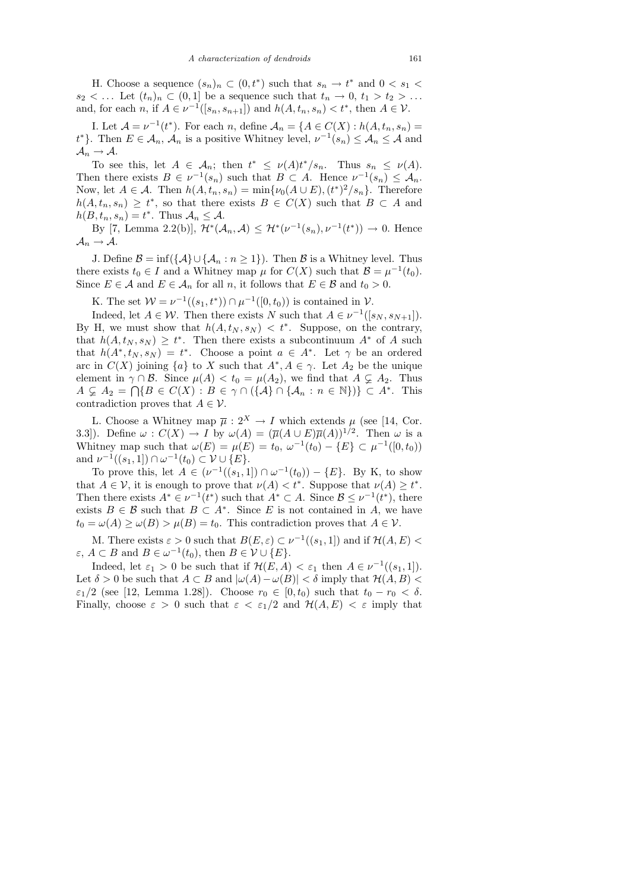H. Choose a sequence $(s_n)_n \subset (0,t^*)$ such that $s_n \to t^*$ and $0 < s_1 < s_2 < \ldots$ Let $(t_n)_n \subset (0,1]$ be a sequence such that $t_n \to 0$, $t_1 > t_2 > \ldots$ and, for each $n$, if $A \in \nu^{-1}([s_n, s_{n+1}])$ and $h(A, t_n, s_n) < t^*$, then $A \in \mathcal{V}$.

I. Let $\mathcal{A} = \nu^{-1}(t^*)$. For each $n$, define $\mathcal{A}_n = \{A \in C(X) : h(A, t_n, s_n) = t^*\}$. Then $E \in \mathcal{A}_n$, $\mathcal{A}_n$ is a positive Whitney level, $\nu^{-1}(s_n) \le \mathcal{A}_n \le \mathcal{A}$ and $\mathcal{A}_n \to \mathcal{A}$.

To see this, let $A \in \mathcal{A}_n$; then $t^* \le \nu(A)t^*/s_n$. Thus $s_n \le \nu(A)$. Then there exists $B \in \nu^{-1}(s_n)$ such that $B \subset A$. Hence $\nu^{-1}(s_n) \le \mathcal{A}_n$. Now, let $A \in \mathcal{A}$. Then $h(A, t_n, s_n) = \min\{\nu_0(A \cup E), (t^*)^2/s_n\}$. Therefore $h(A, t_n, s_n) \ge t^*$, so that there exists $B \in C(X)$ such that $B \subset A$ and $h(B, t_n, s_n) = t^*$. Thus $\mathcal{A}_n \le \mathcal{A}$.

By [7, Lemma 2.2(b)], $\mathcal{H}^*(\mathcal{A}_n, \mathcal{A}) \le \mathcal{H}^*(\nu^{-1}(s_n), \nu^{-1}(t^*)) \to 0$. Hence $\mathcal{A}_n \to \mathcal{A}$.

J. Define $\mathcal{B} = \inf(\{\mathcal{A}\} \cup \{\mathcal{A}_n : n \ge 1\})$. Then $\mathcal{B}$ is a Whitney level. Thus there exists $t_0 \in I$ and a Whitney map $\mu$ for $C(X)$ such that $\mathcal{B} = \mu^{-1}(t_0)$. Since $E \in \mathcal{A}$ and $E \in \mathcal{A}_n$ for all $n$, it follows that $E \in \mathcal{B}$ and $t_0 > 0$.

K. The set $\mathcal{W} = \nu^{-1}((s_1, t^*)) \cap \mu^{-1}([0, t_0))$ is contained in $\mathcal{V}$.

Indeed, let $A \in \mathcal{W}$. Then there exists $N$ such that $A \in \nu^{-1}([s_N, s_{N+1}])$. By H, we must show that $h(A, t_N, s_N) < t^*$. Suppose, on the contrary, that $h(A, t_N, s_N) \ge t^*$. Then there exists a subcontinuum $A^*$ of $A$ such that $h(A^*, t_N, s_N) = t^*$. Choose a point $a \in A^*$. Let $\gamma$ be an ordered arc in $C(X)$ joining $\{a\}$ to $X$ such that $A^*, A \in \gamma$. Let $A_2$ be the unique element in $\gamma \cap \mathcal{B}$. Since $\mu(A) < t_0 = \mu(A_2)$, we find that $A \subsetneq A_2$. Thus $A \subsetneq A_2 = \bigcap\{B \in C(X) : B \in \gamma \cap (\{\mathcal{A}\} \cap \{\mathcal{A}_n : n \in \mathbb{N}\})\} \subset A^*$. This contradiction proves that $A \in \mathcal{V}$.

L. Choose a Whitney map $\overline{\mu} : 2^X \to I$ which extends $\mu$ (see [14, Cor. 3.3]). Define $\omega : C(X) \to I$ by $\omega(A) = (\overline{\mu}(A \cup E)\overline{\mu}(A))^{1/2}$. Then $\omega$ is a Whitney map such that $\omega(E) = \mu(E) = t_0$, $\omega^{-1}(t_0) - \{E\} \subset \mu^{-1}([0, t_0))$ and $\nu^{-1}((s_1, 1]) \cap \omega^{-1}(t_0) \subset \mathcal{V} \cup \{E\}$.

To prove this, let $A \in (\nu^{-1}((s_1, 1]) \cap \omega^{-1}(t_0)) - \{E\}$. By K, to show that $A \in \mathcal{V}$, it is enough to prove that $\nu(A) < t^*$. Suppose that $\nu(A) \ge t^*$. Then there exists $A^* \in \nu^{-1}(t^*)$ such that $A^* \subset A$. Since $\mathcal{B} \le \nu^{-1}(t^*)$, there exists $B \in \mathcal{B}$ such that $B \subset A^*$. Since $E$ is not contained in $A$, we have $t_0 = \omega(A) \ge \omega(B) > \mu(B) = t_0$. This contradiction proves that $A \in \mathcal{V}$.

M. There exists $\varepsilon > 0$ such that $B(E, \varepsilon) \subset \nu^{-1}((s_1, 1])$ and if $\mathcal{H}(A, E) < \varepsilon$, $A \subset B$ and $B \in \omega^{-1}(t_0)$, then $B \in \mathcal{V} \cup \{E\}$.

Indeed, let $\varepsilon_1 > 0$ be such that if $\mathcal{H}(E, A) < \varepsilon_1$ then $A \in \nu^{-1}((s_1, 1])$. Let $\delta > 0$ be such that $A \subset B$ and $|\omega(A) - \omega(B)| < \delta$ imply that $\mathcal{H}(A, B) < \varepsilon_1/2$ (see [12, Lemma 1.28]). Choose $r_0 \in [0, t_0)$ such that $t_0 - r_0 < \delta$. Finally, choose $\varepsilon > 0$ such that $\varepsilon < \varepsilon_1/2$ and $\mathcal{H}(A, E) < \varepsilon$ imply that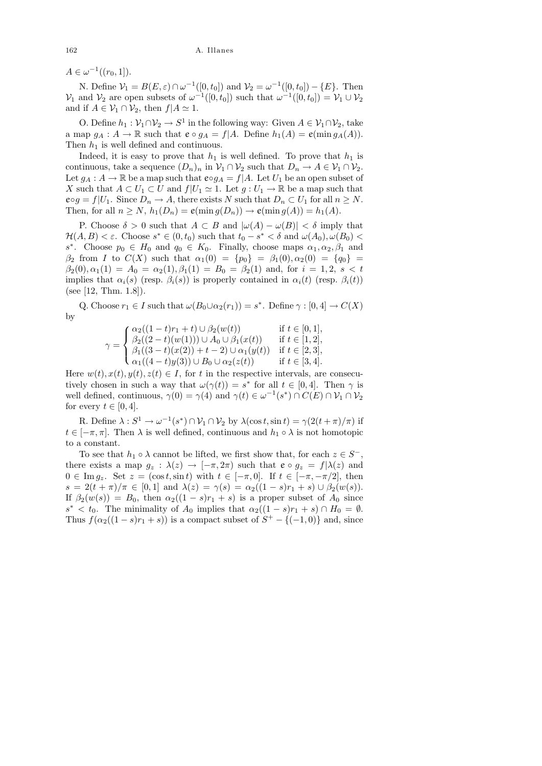$A \in \omega^{-1}((r_0, 1])$.

N. Define $\mathcal{V}_1 = B(E, \varepsilon) \cap \omega^{-1}([0, t_0])$ and $\mathcal{V}_2 = \omega^{-1}([0, t_0]) - \{E\}$. Then $\mathcal{V}_1$ and $\mathcal{V}_2$ are open subsets of $\omega^{-1}([0, t_0])$ such that $\omega^{-1}([0, t_0]) = \mathcal{V}_1 \cup \mathcal{V}_2$ and if $A \in \mathcal{V}_1 \cap \mathcal{V}_2$, then $f|A \simeq 1$.

O. Define $h_1 : \mathcal{V}_1 \cap \mathcal{V}_2 \to S^1$ in the following way: Given $A \in \mathcal{V}_1 \cap \mathcal{V}_2$, take a map $g_A : A \to \mathbb{R}$ such that $\mathfrak{e} \circ g_A = f|A$. Define $h_1(A) = \mathfrak{e}(\min g_A(A))$. Then $h_1$ is well defined and continuous.

Indeed, it is easy to prove that $h_1$ is well defined. To prove that $h_1$ is continuous, take a sequence $(D_n)_n$ in $\mathcal{V}_1 \cap \mathcal{V}_2$ such that $D_n \to A \in \mathcal{V}_1 \cap \mathcal{V}_2$. Let $g_A : A \to \mathbb{R}$ be a map such that $\mathfrak{e} \circ g_A = f|A$. Let $U_1$ be an open subset of $X$ such that $A \subset U_1 \subset U$ and $f|U_1 \simeq 1$. Let $g : U_1 \to \mathbb{R}$ be a map such that $\mathfrak{e} \circ g = f|U_1$. Since $D_n \to A$, there exists $N$ such that $D_n \subset U_1$ for all $n \geq N$. Then, for all $n \geq N$, $h_1(D_n) = \mathfrak{e}(\min g(D_n)) \to \mathfrak{e}(\min g(A)) = h_1(A)$.

P. Choose $\delta > 0$ such that $A \subset B$ and $|\omega(A) - \omega(B)| < \delta$ imply that $\mathcal{H}(A, B) < \varepsilon$. Choose $s^* \in (0, t_0)$ such that $t_0 - s^* < \delta$ and $\omega(A_0), \omega(B_0) < s^*$. Choose $p_0 \in H_0$ and $q_0 \in K_0$. Finally, choose maps $\alpha_1, \alpha_2, \beta_1$ and $\beta_2$ from $I$ to $C(X)$ such that $\alpha_1(0) = \{p_0\} = \beta_1(0), \alpha_2(0) = \{q_0\} = \beta_2(0), \alpha_1(1) = A_0 = \alpha_2(1), \beta_1(1) = B_0 = \beta_2(1)$ and, for $i = 1, 2$, $s < t$ implies that $\alpha_i(s)$ (resp. $\beta_i(s)$) is properly contained in $\alpha_i(t)$ (resp. $\beta_i(t)$) (see [12, Thm. 1.8]).

Q. Choose $r_1 \in I$ such that $\omega(B_0 \cup \alpha_2(r_1)) = s^*$. Define $\gamma : [0, 4] \to C(X)$ by

$$\gamma = \begin{cases} \alpha_2((1-t)r_1 + t) \cup \beta_2(w(t)) & \text{if } t \in [0,1], \\ \beta_2((2-t)(w(1))) \cup A_0 \cup \beta_1(x(t)) & \text{if } t \in [1,2], \\ \beta_1((3-t)(x(2)) + t - 2) \cup \alpha_1(y(t)) & \text{if } t \in [2,3], \\ \alpha_1((4-t)y(3)) \cup B_0 \cup \alpha_2(z(t)) & \text{if } t \in [3,4]. \end{cases}$$

Here $w(t), x(t), y(t), z(t) \in I$, for $t$ in the respective intervals, are consecutively chosen in such a way that $\omega(\gamma(t)) = s^*$ for all $t \in [0, 4]$. Then $\gamma$ is well defined, continuous, $\gamma(0) = \gamma(4)$ and $\gamma(t) \in \omega^{-1}(s^*) \cap C(E) \cap \mathcal{V}_1 \cap \mathcal{V}_2$ for every $t \in [0, 4]$.

R. Define $\lambda : S^1 \to \omega^{-1}(s^*) \cap \mathcal{V}_1 \cap \mathcal{V}_2$ by $\lambda(\cos t, \sin t) = \gamma(2(t + \pi)/\pi)$ if $t \in [-\pi, \pi]$. Then $\lambda$ is well defined, continuous and $h_1 \circ \lambda$ is not homotopic to a constant.

To see that $h_1 \circ \lambda$ cannot be lifted, we first show that, for each $z \in S^-$, there exists a map $g_z : \lambda(z) \to [-\pi, 2\pi)$ such that $\mathfrak{e} \circ g_z = f|\lambda(z)$ and $0 \in \operatorname{Im} g_z$. Set $z = (\cos t, \sin t)$ with $t \in [-\pi, 0]$. If $t \in [-\pi, -\pi/2]$, then $s = 2(t + \pi)/\pi \in [0, 1]$ and $\lambda(z) = \gamma(s) = \alpha_2((1 - s)r_1 + s) \cup \beta_2(w(s))$. If $\beta_2(w(s)) = B_0$, then $\alpha_2((1 - s)r_1 + s)$ is a proper subset of $A_0$ since $s^* < t_0$. The minimality of $A_0$ implies that $\alpha_2((1 - s)r_1 + s) \cap H_0 = \emptyset$. Thus $f(\alpha_2((1 - s)r_1 + s))$ is a compact subset of $S^+ - \{(-1, 0)\}$ and, since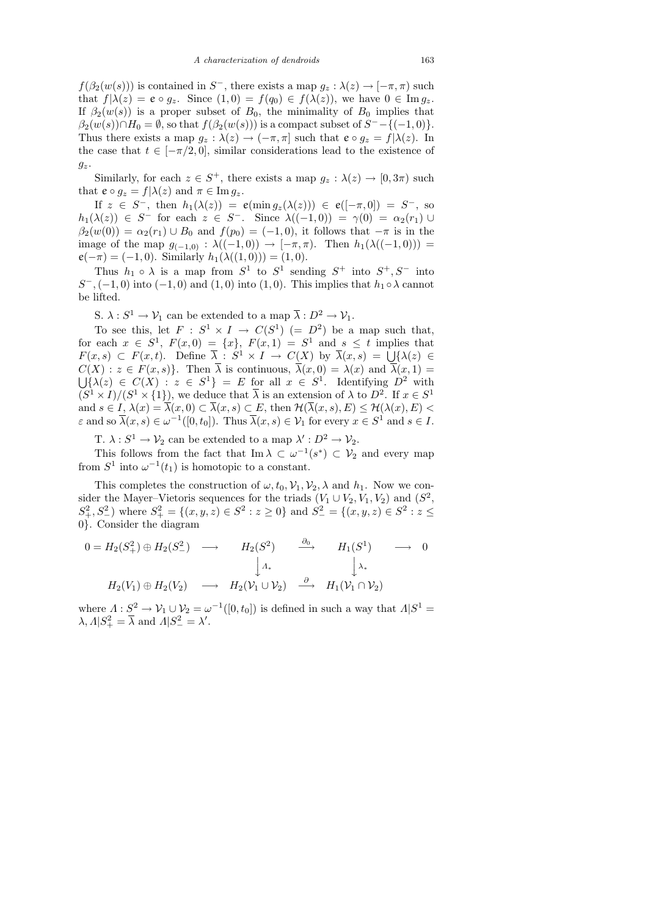$f(\beta_2(w(s)))$ is contained in $S^-$, there exists a map $g_z : \lambda(z) \to [-\pi, \pi)$ such that $f|\lambda(z) = \mathfrak{e} \circ g_z$. Since $(1,0) = f(q_0) \in f(\lambda(z))$, we have $0 \in \operatorname{Im} g_z$. If $\beta_2(w(s))$ is a proper subset of $B_0$, the minimality of $B_0$ implies that $\beta_2(w(s)) \cap H_0 = \emptyset$, so that $f(\beta_2(w(s)))$ is a compact subset of $S^- - \{(-1,0)\}$. Thus there exists a map $g_z : \lambda(z) \to (-\pi, \pi]$ such that $\mathfrak{e} \circ g_z = f|\lambda(z)$. In the case that $t \in [-\pi/2, 0]$, similar considerations lead to the existence of $g_z$.

Similarly, for each $z \in S^+$, there exists a map $g_z : \lambda(z) \to [0, 3\pi)$ such that $\mathfrak{e} \circ g_z = f|\lambda(z)$ and $\pi \in \operatorname{Im} g_z$.

If $z \in S^-$, then $h_1(\lambda(z)) = \mathfrak{e}(\min g_z(\lambda(z))) \in \mathfrak{e}([-\pi, 0]) = S^-$, so $h_1(\lambda(z)) \in S^-$ for each $z \in S^-$. Since $\lambda((-1,0)) = \gamma(0) = \alpha_2(r_1) \cup \beta_2(w(0)) = \alpha_2(r_1) \cup B_0$ and $f(p_0) = (-1,0)$, it follows that $-\pi$ is in the image of the map $g_{(-1,0)} : \lambda((-1,0)) \to [-\pi, \pi)$. Then $h_1(\lambda((-1,0))) = \mathfrak{e}(-\pi) = (-1,0)$. Similarly $h_1(\lambda((1,0))) = (1,0)$.

Thus $h_1 \circ \lambda$ is a map from $S^1$ to $S^1$ sending $S^+$ into $S^+, S^-$ into $S^-, (-1,0)$ into $(-1,0)$ and $(1,0)$ into $(1,0)$. This implies that $h_1 \circ \lambda$ cannot be lifted.

S. $\lambda : S^1 \to \mathcal{V}_1$ can be extended to a map $\overline{\lambda} : D^2 \to \mathcal{V}_1$.

To see this, let $F : S^1 \times I \to C(S^1)$ $(= D^2)$ be a map such that, for each $x \in S^1$, $F(x,0) = \{x\}$, $F(x,1) = S^1$ and $s \le t$ implies that $F(x,s) \subset F(x,t)$. Define $\overline{\lambda} : S^1 \times I \to C(X)$ by $\overline{\lambda}(x,s) = \bigcup\{\lambda(z) \in C(X) : z \in F(x,s)\}$. Then $\overline{\lambda}$ is continuous, $\overline{\lambda}(x,0) = \lambda(x)$ and $\overline{\lambda}(x,1) = \bigcup\{\lambda(z) \in C(X) : z \in S^1\} = E$ for all $x \in S^1$. Identifying $D^2$ with $(S^1 \times I)/(S^1 \times \{1\})$, we deduce that $\overline{\lambda}$ is an extension of $\lambda$ to $D^2$. If $x \in S^1$ and $s \in I$, $\lambda(x) = \overline{\lambda}(x,0) \subset \overline{\lambda}(x,s) \subset E$, then $\mathcal{H}(\overline{\lambda}(x,s), E) \le \mathcal{H}(\lambda(x), E) < \varepsilon$ and so $\overline{\lambda}(x,s) \in \omega^{-1}([0,t_0])$. Thus $\overline{\lambda}(x,s) \in \mathcal{V}_1$ for every $x \in S^1$ and $s \in I$.

T. $\lambda : S^1 \to \mathcal{V}_2$ can be extended to a map $\lambda' : D^2 \to \mathcal{V}_2$.

This follows from the fact that $\operatorname{Im} \lambda \subset \omega^{-1}(s^*) \subset \mathcal{V}_2$ and every map from $S^1$ into $\omega^{-1}(t_1)$ is homotopic to a constant.

This completes the construction of $\omega, t_0, \mathcal{V}_1, \mathcal{V}_2, \lambda$ and $h_1$. Now we consider the Mayer–Vietoris sequences for the triads $(V_1 \cup V_2, V_1, V_2)$ and $(S^2, S^2_+, S^2_-)$ where $S^2_+ = \{(x,y,z) \in S^2 : z \ge 0\}$ and $S^2_- = \{(x,y,z) \in S^2 : z \le 0\}$. Consider the diagram

$$
\begin{array}{ccccccc}
0 = H_2(S^2_+) \oplus H_2(S^2_-) & \longrightarrow & H_2(S^2) & \xrightarrow{\partial_0} & H_1(S^1) & \longrightarrow & 0 \\
& & \big\downarrow {\scriptstyle \Lambda_*} & & \big\downarrow {\scriptstyle \lambda_*} & & \\
H_2(V_1) \oplus H_2(V_2) & \longrightarrow & H_2(\mathcal{V}_1 \cup \mathcal{V}_2) & \xrightarrow{\partial} & H_1(\mathcal{V}_1 \cap \mathcal{V}_2) & &
\end{array}
$$

where $\Lambda : S^2 \to \mathcal{V}_1 \cup \mathcal{V}_2 = \omega^{-1}([0,t_0])$ is defined in such a way that $\Lambda|S^1 = \lambda, \Lambda|S^2_+ = \overline{\lambda}$ and $\Lambda|S^2_- = \lambda'$.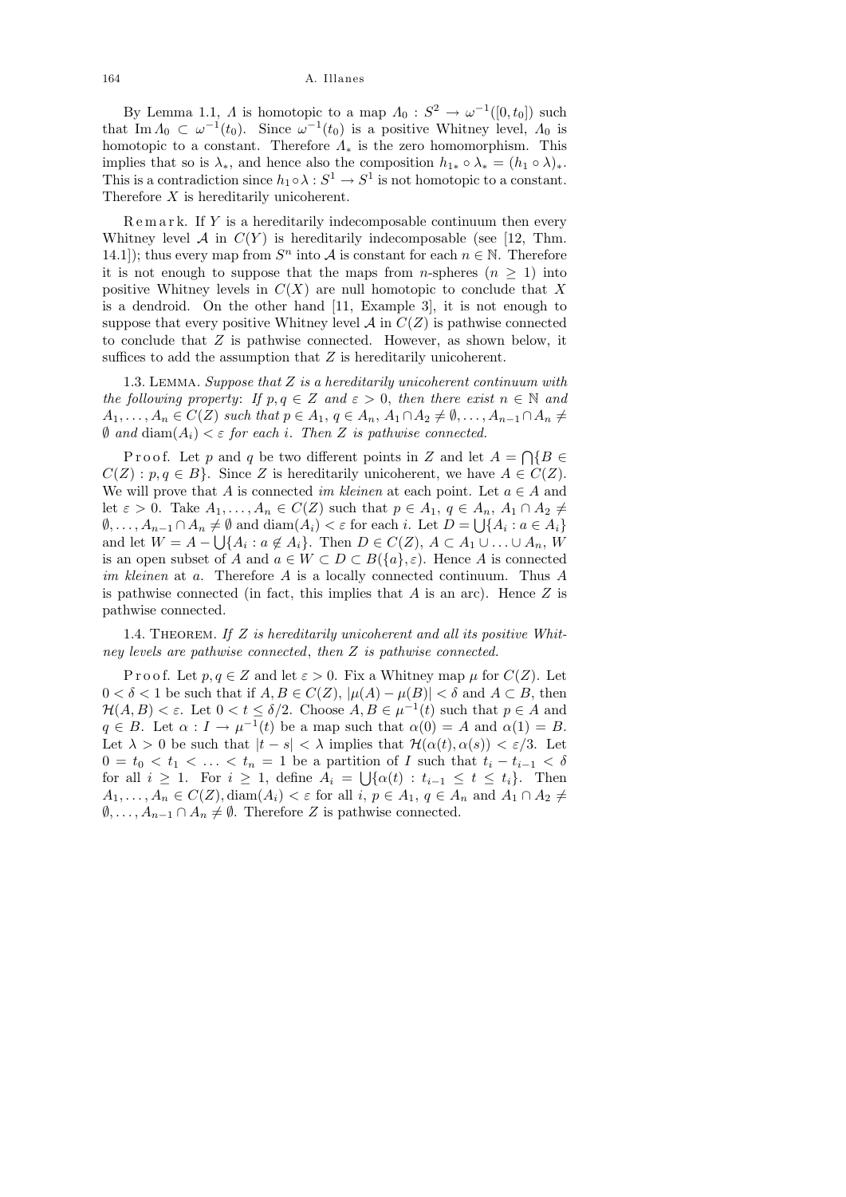By Lemma 1.1, $\Lambda$ is homotopic to a map $\Lambda_0 : S^2 \to \omega^{-1}([0, t_0])$ such that $\operatorname{Im} \Lambda_0 \subset \omega^{-1}(t_0)$. Since $\omega^{-1}(t_0)$ is a positive Whitney level, $\Lambda_0$ is homotopic to a constant. Therefore $\Lambda_*$ is the zero homomorphism. This implies that so is $\lambda_*$, and hence also the composition $h_{1*} \circ \lambda_* = (h_1 \circ \lambda)_*$. This is a contradiction since $h_1 \circ \lambda : S^1 \to S^1$ is not homotopic to a constant. Therefore $X$ is hereditarily unicoherent.

Remark. If $Y$ is a hereditarily indecomposable continuum then every Whitney level $\mathcal{A}$ in $C(Y)$ is hereditarily indecomposable (see [12, Thm. 14.1]); thus every map from $S^n$ into $\mathcal{A}$ is constant for each $n \in \mathbb{N}$. Therefore it is not enough to suppose that the maps from $n$-spheres ($n \geq 1$) into positive Whitney levels in $C(X)$ are null homotopic to conclude that $X$ is a dendroid. On the other hand [11, Example 3], it is not enough to suppose that every positive Whitney level $\mathcal{A}$ in $C(Z)$ is pathwise connected to conclude that $Z$ is pathwise connected. However, as shown below, it suffices to add the assumption that $Z$ is hereditarily unicoherent.

1.3. Lemma. *Suppose that $Z$ is a hereditarily unicoherent continuum with the following property: If $p, q \in Z$ and $\varepsilon > 0$, then there exist $n \in \mathbb{N}$ and $A_1, \ldots, A_n \in C(Z)$ such that $p \in A_1$, $q \in A_n$, $A_1 \cap A_2 \neq \emptyset, \ldots, A_{n-1} \cap A_n \neq \emptyset$ and $\operatorname{diam}(A_i) < \varepsilon$ for each $i$. Then $Z$ is pathwise connected.*

Proof. Let $p$ and $q$ be two different points in $Z$ and let $A = \bigcap\{B \in C(Z) : p, q \in B\}$. Since $Z$ is hereditarily unicoherent, we have $A \in C(Z)$. We will prove that $A$ is connected *im kleinen* at each point. Let $a \in A$ and let $\varepsilon > 0$. Take $A_1, \ldots, A_n \in C(Z)$ such that $p \in A_1$, $q \in A_n$, $A_1 \cap A_2 \neq \emptyset, \ldots, A_{n-1} \cap A_n \neq \emptyset$ and $\operatorname{diam}(A_i) < \varepsilon$ for each $i$. Let $D = \bigcup\{A_i : a \in A_i\}$ and let $W = A - \bigcup\{A_i : a \notin A_i\}$. Then $D \in C(Z)$, $A \subset A_1 \cup \ldots \cup A_n$, $W$ is an open subset of $A$ and $a \in W \subset D \subset B(\{a\}, \varepsilon)$. Hence $A$ is connected *im kleinen* at $a$. Therefore $A$ is a locally connected continuum. Thus $A$ is pathwise connected (in fact, this implies that $A$ is an arc). Hence $Z$ is pathwise connected.

1.4. Theorem. *If $Z$ is hereditarily unicoherent and all its positive Whitney levels are pathwise connected, then $Z$ is pathwise connected.*

Proof. Let $p, q \in Z$ and let $\varepsilon > 0$. Fix a Whitney map $\mu$ for $C(Z)$. Let $0 < \delta < 1$ be such that if $A, B \in C(Z)$, $|\mu(A) - \mu(B)| < \delta$ and $A \subset B$, then $\mathcal{H}(A, B) < \varepsilon$. Let $0 < t \leq \delta/2$. Choose $A, B \in \mu^{-1}(t)$ such that $p \in A$ and $q \in B$. Let $\alpha : I \to \mu^{-1}(t)$ be a map such that $\alpha(0) = A$ and $\alpha(1) = B$. Let $\lambda > 0$ be such that $|t - s| < \lambda$ implies that $\mathcal{H}(\alpha(t), \alpha(s)) < \varepsilon/3$. Let $0 = t_0 < t_1 < \ldots < t_n = 1$ be a partition of $I$ such that $t_i - t_{i-1} < \delta$ for all $i \geq 1$. For $i \geq 1$, define $A_i = \bigcup\{\alpha(t) : t_{i-1} \leq t \leq t_i\}$. Then $A_1, \ldots, A_n \in C(Z), \operatorname{diam}(A_i) < \varepsilon$ for all $i$, $p \in A_1$, $q \in A_n$ and $A_1 \cap A_2 \neq \emptyset, \ldots, A_{n-1} \cap A_n \neq \emptyset$. Therefore $Z$ is pathwise connected.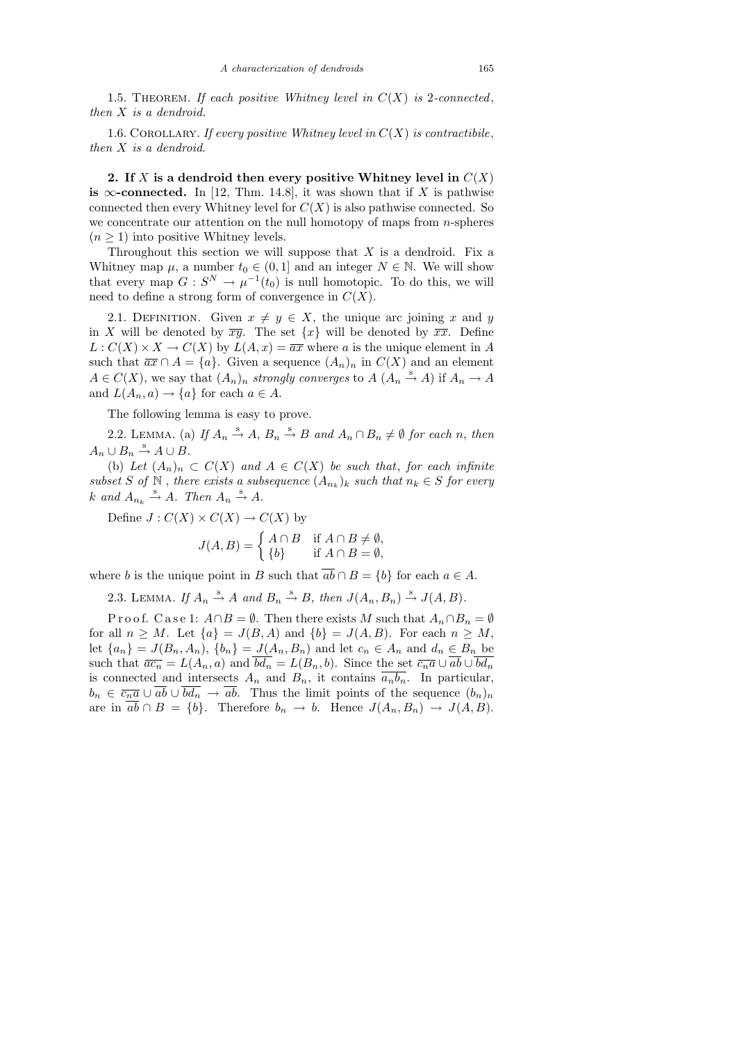1.5. Theorem. *If each positive Whitney level in $C(X)$ is 2-connected, then $X$ is a dendroid.*

1.6. Corollary. *If every positive Whitney level in $C(X)$ is contractibile, then $X$ is a dendroid.*

## 2. If $X$ is a dendroid then every positive Whitney level in $C(X)$ is $\infty$-connected.

In [12, Thm. 14.8], it was shown that if $X$ is pathwise connected then every Whitney level for $C(X)$ is also pathwise connected. So we concentrate our attention on the null homotopy of maps from $n$-spheres ($n \geq 1$) into positive Whitney levels.

Throughout this section we will suppose that $X$ is a dendroid. Fix a Whitney map $\mu$, a number $t_0 \in (0, 1]$ and an integer $N \in \mathbb{N}$. We will show that every map $G : S^N \to \mu^{-1}(t_0)$ is null homotopic. To do this, we will need to define a strong form of convergence in $C(X)$.

2.1. Definition. Given $x \neq y \in X$, the unique arc joining $x$ and $y$ in $X$ will be denoted by $\overline{xy}$. The set $\{x\}$ will be denoted by $\overline{xx}$. Define $L : C(X) \times X \to C(X)$ by $L(A, x) = \overline{ax}$ where $a$ is the unique element in $A$ such that $\overline{ax} \cap A = \{a\}$. Given a sequence $(A_n)_n$ in $C(X)$ and an element $A \in C(X)$, we say that $(A_n)_n$ *strongly converges* to $A$ ($A_n \xrightarrow{\text{s}} A$) if $A_n \to A$ and $L(A_n, a) \to \{a\}$ for each $a \in A$.

The following lemma is easy to prove.

2.2. Lemma. (a) *If $A_n \xrightarrow{\text{s}} A$, $B_n \xrightarrow{\text{s}} B$ and $A_n \cap B_n \neq \emptyset$ for each $n$, then $A_n \cup B_n \xrightarrow{\text{s}} A \cup B$.*

(b) *Let $(A_n)_n \subset C(X)$ and $A \in C(X)$ be such that, for each infinite subset $S$ of $\mathbb{N}$, there exists a subsequence $(A_{n_k})_k$ such that $n_k \in S$ for every $k$ and $A_{n_k} \xrightarrow{\text{s}} A$. Then $A_n \xrightarrow{\text{s}} A$.*

Define $J : C(X) \times C(X) \to C(X)$ by

$$J(A, B) = \begin{cases} A \cap B & \text{if } A \cap B \neq \emptyset, \\ \{b\} & \text{if } A \cap B = \emptyset, \end{cases}$$

where $b$ is the unique point in $B$ such that $\overline{ab} \cap B = \{b\}$ for each $a \in A$.

2.3. Lemma. *If $A_n \xrightarrow{\text{s}} A$ and $B_n \xrightarrow{\text{s}} B$, then $J(A_n, B_n) \xrightarrow{\text{s}} J(A, B)$.*

Proof. Case 1: $A \cap B = \emptyset$. Then there exists $M$ such that $A_n \cap B_n = \emptyset$ for all $n \geq M$. Let $\{a\} = J(B, A)$ and $\{b\} = J(A, B)$. For each $n \geq M$, let $\{a_n\} = J(B_n, A_n)$, $\{b_n\} = J(A_n, B_n)$ and let $c_n \in A_n$ and $d_n \in B_n$ be such that $\overline{ac_n} = L(A_n, a)$ and $\overline{bd_n} = L(B_n, b)$. Since the set $\overline{c_n a} \cup \overline{ab} \cup \overline{bd_n}$ is connected and intersects $A_n$ and $B_n$, it contains $\overline{a_n b_n}$. In particular, $b_n \in \overline{c_n a} \cup \overline{ab} \cup \overline{bd_n} \to \overline{ab}$. Thus the limit points of the sequence $(b_n)_n$ are in $\overline{ab} \cap B = \{b\}$. Therefore $b_n \to b$. Hence $J(A_n, B_n) \to J(A, B)$.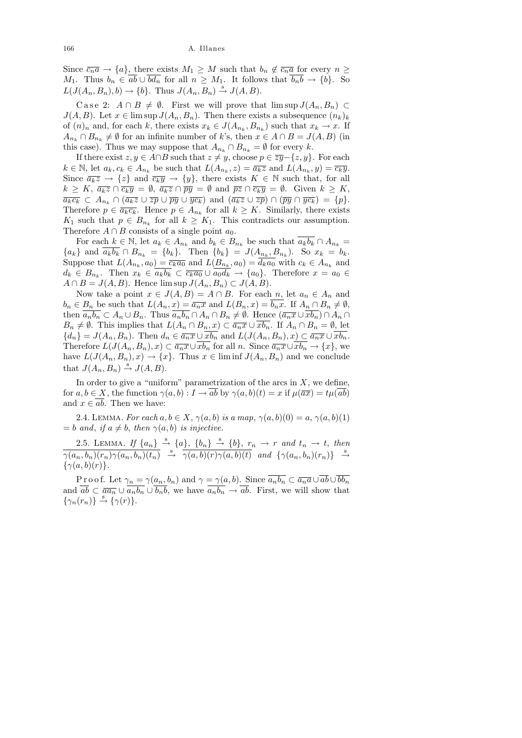Since $\overline{c_n a} \to \{a\}$, there exists $M_1 \geq M$ such that $b_n \notin \overline{c_n a}$ for every $n \geq M_1$. Thus $b_n \in \overline{ab} \cup \overline{bd_n}$ for all $n \geq M_1$. It follows that $\overline{b_n b} \to \{b\}$. So $L(J(A_n, B_n), b) \to \{b\}$. Thus $J(A_n, B_n) \xrightarrow{\text{s}} J(A, B)$.

Case 2: $A \cap B \neq \emptyset$. First we will prove that $\limsup J(A_n, B_n) \subset J(A, B)$. Let $x \in \limsup J(A_n, B_n)$. Then there exists a subsequence $(n_k)_k$ of $(n)_n$ and, for each $k$, there exists $x_k \in J(A_{n_k}, B_{n_k})$ such that $x_k \to x$. If $A_{n_k} \cap B_{n_k} \neq \emptyset$ for an infinite number of $k$'s, then $x \in A \cap B = J(A, B)$ (in this case). Thus we may suppose that $A_{n_k} \cap B_{n_k} = \emptyset$ for every $k$.

If there exist $z, y \in A \cap B$ such that $z \neq y$, choose $p \in \overline{zy} - \{z, y\}$. For each $k \in \mathbb{N}$, let $a_k, c_k \in A_{n_k}$ be such that $L(A_{n_k}, z) = \overline{a_k z}$ and $L(A_{n_k}, y) = \overline{c_k y}$. Since $\overline{a_k z} \to \{z\}$ and $\overline{c_k y} \to \{y\}$, there exists $K \in \mathbb{N}$ such that, for all $k \geq K$, $\overline{a_k z} \cap \overline{c_k y} = \emptyset$, $\overline{a_k z} \cap \overline{py} = \emptyset$ and $\overline{pz} \cap \overline{c_k y} = \emptyset$. Given $k \geq K$, $\overline{a_k c_k} \subset A_{n_k} \cap (\overline{a_k z} \cup \overline{zp} \cup \overline{py} \cup \overline{yc_k})$ and $(\overline{a_k z} \cup \overline{zp}) \cap (\overline{py} \cap \overline{yc_k}) = \{p\}$. Therefore $p \in \overline{a_k c_k}$. Hence $p \in A_{n_k}$ for all $k \geq K$. Similarly, there exists $K_1$ such that $p \in B_{n_k}$ for all $k \geq K_1$. This contradicts our assumption. Therefore $A \cap B$ consists of a single point $a_0$.

For each $k \in \mathbb{N}$, let $a_k \in A_{n_k}$ and $b_k \in B_{n_k}$ be such that $\overline{a_k b_k} \cap A_{n_k} = \{a_k\}$ and $\overline{a_k b_k} \cap B_{n_k} = \{b_k\}$. Then $\{b_k\} = J(A_{n_k}, B_{n_k})$. So $x_k = b_k$. Suppose that $L(A_{n_k}, a_0) = \overline{c_k a_0}$ and $L(B_{n_k}, a_0) = \overline{d_k a_0}$ with $c_k \in A_{n_k}$ and $d_k \in B_{n_k}$. Then $x_k \in \overline{a_k b_k} \subset \overline{c_k a_0} \cup \overline{a_0 d_k} \to \{a_0\}$. Therefore $x = a_0 \in A \cap B = J(A, B)$. Hence $\limsup J(A_n, B_n) \subset J(A, B)$.

Now take a point $x \in J(A, B) = A \cap B$. For each $n$, let $a_n \in A_n$ and $b_n \in B_n$ be such that $L(A_n, x) = \overline{a_n x}$ and $L(B_n, x) = \overline{b_n x}$. If $A_n \cap B_n \neq \emptyset$, then $\overline{a_n b_n} \subset A_n \cup B_n$. Thus $\overline{a_n b_n} \cap A_n \cap B_n \neq \emptyset$. Hence $(\overline{a_n x} \cup \overline{x b_n}) \cap A_n \cap B_n \neq \emptyset$. This implies that $L(A_n \cap B_n, x) \subset \overline{a_n x} \cup \overline{x b_n}$. If $A_n \cap B_n = \emptyset$, let $\{d_n\} = J(A_n, B_n)$. Then $d_n \in \overline{a_n x} \cup \overline{x b_n}$ and $L(J(A_n, B_n), x) \subset \overline{a_n x} \cup \overline{x b_n}$. Therefore $L(J(A_n, B_n), x) \subset \overline{a_n x} \cup \overline{x b_n}$ for all $n$. Since $\overline{a_n x} \cup \overline{x b_n} \to \{x\}$, we have $L(J(A_n, B_n), x) \to \{x\}$. Thus $x \in \liminf J(A_n, B_n)$ and we conclude that $J(A_n, B_n) \xrightarrow{\text{s}} J(A, B)$.

In order to give a "uniform" parametrization of the arcs in $X$, we define, for $a, b \in X$, the function $\gamma(a, b) : I \to \overline{ab}$ by $\gamma(a, b)(t) = x$ if $\mu(\overline{ax}) = t\mu(\overline{ab})$ and $x \in \overline{ab}$. Then we have:

2.4. Lemma. *For each $a, b \in X$, $\gamma(a, b)$ is a map, $\gamma(a, b)(0) = a$, $\gamma(a, b)(1) = b$ and, if $a \neq b$, then $\gamma(a, b)$ is injective.*

2.5. Lemma. *If $\{a_n\} \xrightarrow{\text{s}} \{a\}$, $\{b_n\} \xrightarrow{\text{s}} \{b\}$, $r_n \to r$ and $t_n \to t$, then $\overline{\gamma(a_n, b_n)(r_n)\gamma(a_n, b_n)(t_n)} \xrightarrow{\text{s}} \overline{\gamma(a, b)(r)\gamma(a, b)(t)}$ and $\{\gamma(a_n, b_n)(r_n)\} \xrightarrow{\text{s}} \{\gamma(a, b)(r)\}$.*

Proof. Let $\gamma_n = \gamma(a_n, b_n)$ and $\gamma = \gamma(a, b)$. Since $\overline{a_n b_n} \subset \overline{a_n a} \cup \overline{ab} \cup \overline{bb_n}$ and $\overline{ab} \subset \overline{aa_n} \cup \overline{a_n b_n} \cup \overline{b_n b}$, we have $\overline{a_n b_n} \to \overline{ab}$. First, we will show that $\{\gamma_n(r_n)\} \xrightarrow{\text{s}} \{\gamma(r)\}$.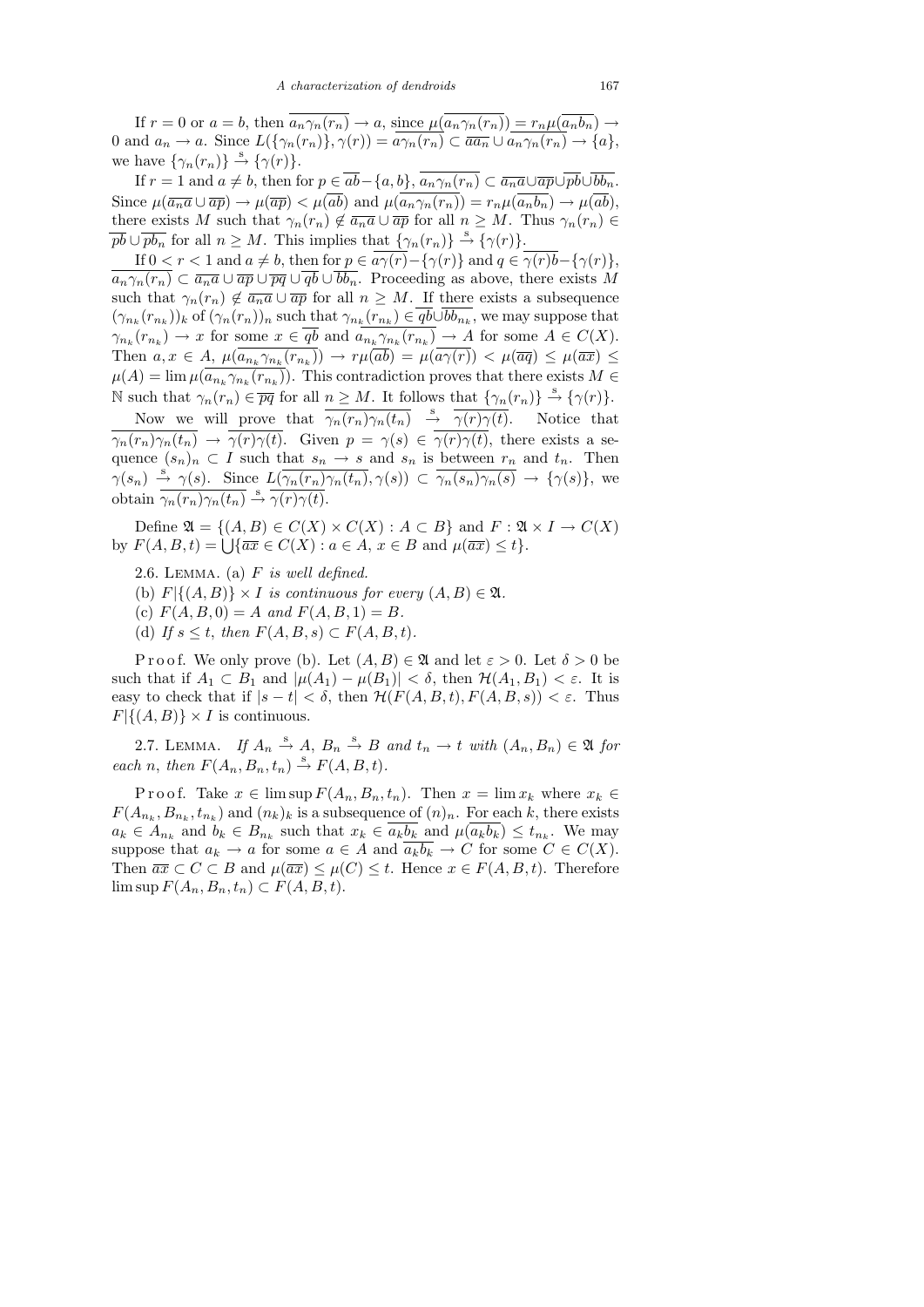If $r = 0$ or $a = b$, then $\overline{a_n\gamma_n(r_n)} \to a$, since $\mu(\overline{a_n\gamma_n(r_n)}) = r_n\mu(\overline{a_nb_n}) \to 0$ and $a_n \to a$. Since $L(\{\gamma_n(r_n)\}, \gamma(r)) = \overline{a\gamma_n(r_n)} \subset \overline{aa_n} \cup \overline{a_n\gamma_n(r_n)} \to \{a\}$, we have $\{\gamma_n(r_n)\} \xrightarrow{\text{s}} \{\gamma(r)\}$.

If $r = 1$ and $a \neq b$, then for $p \in \overline{ab} - \{a, b\}$, $\overline{a_n\gamma_n(r_n)} \subset \overline{a_na} \cup \overline{ap} \cup \overline{pb} \cup \overline{bb_n}$. Since $\mu(\overline{a_na} \cup \overline{ap}) \to \mu(\overline{ap}) < \mu(\overline{ab})$ and $\mu(\overline{a_n\gamma_n(r_n)}) = r_n\mu(\overline{a_nb_n}) \to \mu(\overline{ab})$, there exists $M$ such that $\gamma_n(r_n) \notin \overline{a_na} \cup \overline{ap}$ for all $n \geq M$. Thus $\gamma_n(r_n) \in \overline{pb} \cup \overline{pb_n}$ for all $n \geq M$. This implies that $\{\gamma_n(r_n)\} \xrightarrow{\text{s}} \{\gamma(r)\}$.

If $0 < r < 1$ and $a \neq b$, then for $p \in \overline{a\gamma(r)} - \{\gamma(r)\}$ and $q \in \overline{\gamma(r)b} - \{\gamma(r)\}$, $\overline{a_n\gamma_n(r_n)} \subset \overline{a_na} \cup \overline{ap} \cup \overline{pq} \cup \overline{qb} \cup \overline{bb_n}$. Proceeding as above, there exists $M$ such that $\gamma_n(r_n) \notin \overline{a_na} \cup \overline{ap}$ for all $n \geq M$. If there exists a subsequence $(\gamma_{n_k}(r_{n_k}))_k$ of $(\gamma_n(r_n))_n$ such that $\gamma_{n_k}(r_{n_k}) \in \overline{qb} \cup \overline{bb_{n_k}}$, we may suppose that $\gamma_{n_k}(r_{n_k}) \to x$ for some $x \in \overline{qb}$ and $\overline{a_{n_k}\gamma_{n_k}(r_{n_k})} \to A$ for some $A \in C(X)$. Then $a, x \in A$, $\mu(\overline{a_{n_k}\gamma_{n_k}(r_{n_k})}) \to r\mu(\overline{ab}) = \mu(\overline{a\gamma(r)}) < \mu(\overline{aq}) \leq \mu(\overline{ax}) \leq \mu(A) = \lim \mu(\overline{a_{n_k}\gamma_{n_k}(r_{n_k})})$. This contradiction proves that there exists $M \in \mathbb{N}$ such that $\gamma_n(r_n) \in \overline{pq}$ for all $n \geq M$. It follows that $\{\gamma_n(r_n)\} \xrightarrow{\text{s}} \{\gamma(r)\}$.

Now we will prove that $\overline{\gamma_n(r_n)\gamma_n(t_n)} \xrightarrow{\text{s}} \overline{\gamma(r)\gamma(t)}$. Notice that $\overline{\gamma_n(r_n)\gamma_n(t_n)} \to \overline{\gamma(r)\gamma(t)}$. Given $p = \gamma(s) \in \overline{\gamma(r)\gamma(t)}$, there exists a sequence $(s_n)_n \subset I$ such that $s_n \to s$ and $s_n$ is between $r_n$ and $t_n$. Then $\gamma(s_n) \xrightarrow{\text{s}} \gamma(s)$. Since $L(\overline{\gamma_n(r_n)\gamma_n(t_n)}, \gamma(s)) \subset \overline{\gamma_n(s_n)\gamma_n(s)} \to \{\gamma(s)\}$, we obtain $\overline{\gamma_n(r_n)\gamma_n(t_n)} \xrightarrow{\text{s}} \overline{\gamma(r)\gamma(t)}$.

Define $\mathfrak{A} = \{(A, B) \in C(X) \times C(X) : A \subset B\}$ and $F : \mathfrak{A} \times I \to C(X)$ by $F(A, B, t) = \bigcup\{\overline{ax} \in C(X) : a \in A,\ x \in B \text{ and } \mu(\overline{ax}) \leq t\}$.

2.6. Lemma. (a) *$F$ is well defined.*

(b) *$F|\{(A, B)\} \times I$ is continuous for every $(A, B) \in \mathfrak{A}$.*

(c) *$F(A, B, 0) = A$ and $F(A, B, 1) = B$.*

(d) *If $s \leq t$, then $F(A, B, s) \subset F(A, B, t)$.*

Proof. We only prove (b). Let $(A, B) \in \mathfrak{A}$ and let $\varepsilon > 0$. Let $\delta > 0$ be such that if $A_1 \subset B_1$ and $|\mu(A_1) - \mu(B_1)| < \delta$, then $\mathcal{H}(A_1, B_1) < \varepsilon$. It is easy to check that if $|s - t| < \delta$, then $\mathcal{H}(F(A, B, t), F(A, B, s)) < \varepsilon$. Thus $F|\{(A, B)\} \times I$ is continuous.

2.7. Lemma. *If $A_n \xrightarrow{\text{s}} A$, $B_n \xrightarrow{\text{s}} B$ and $t_n \to t$ with $(A_n, B_n) \in \mathfrak{A}$ for each $n$, then $F(A_n, B_n, t_n) \xrightarrow{\text{s}} F(A, B, t)$.*

Proof. Take $x \in \limsup F(A_n, B_n, t_n)$. Then $x = \lim x_k$ where $x_k \in F(A_{n_k}, B_{n_k}, t_{n_k})$ and $(n_k)_k$ is a subsequence of $(n)_n$. For each $k$, there exists $a_k \in A_{n_k}$ and $b_k \in B_{n_k}$ such that $x_k \in \overline{a_kb_k}$ and $\mu(\overline{a_kb_k}) \leq t_{n_k}$. We may suppose that $a_k \to a$ for some $a \in A$ and $\overline{a_kb_k} \to C$ for some $C \in C(X)$. Then $\overline{ax} \subset C \subset B$ and $\mu(\overline{ax}) \leq \mu(C) \leq t$. Hence $x \in F(A, B, t)$. Therefore $\limsup F(A_n, B_n, t_n) \subset F(A, B, t)$.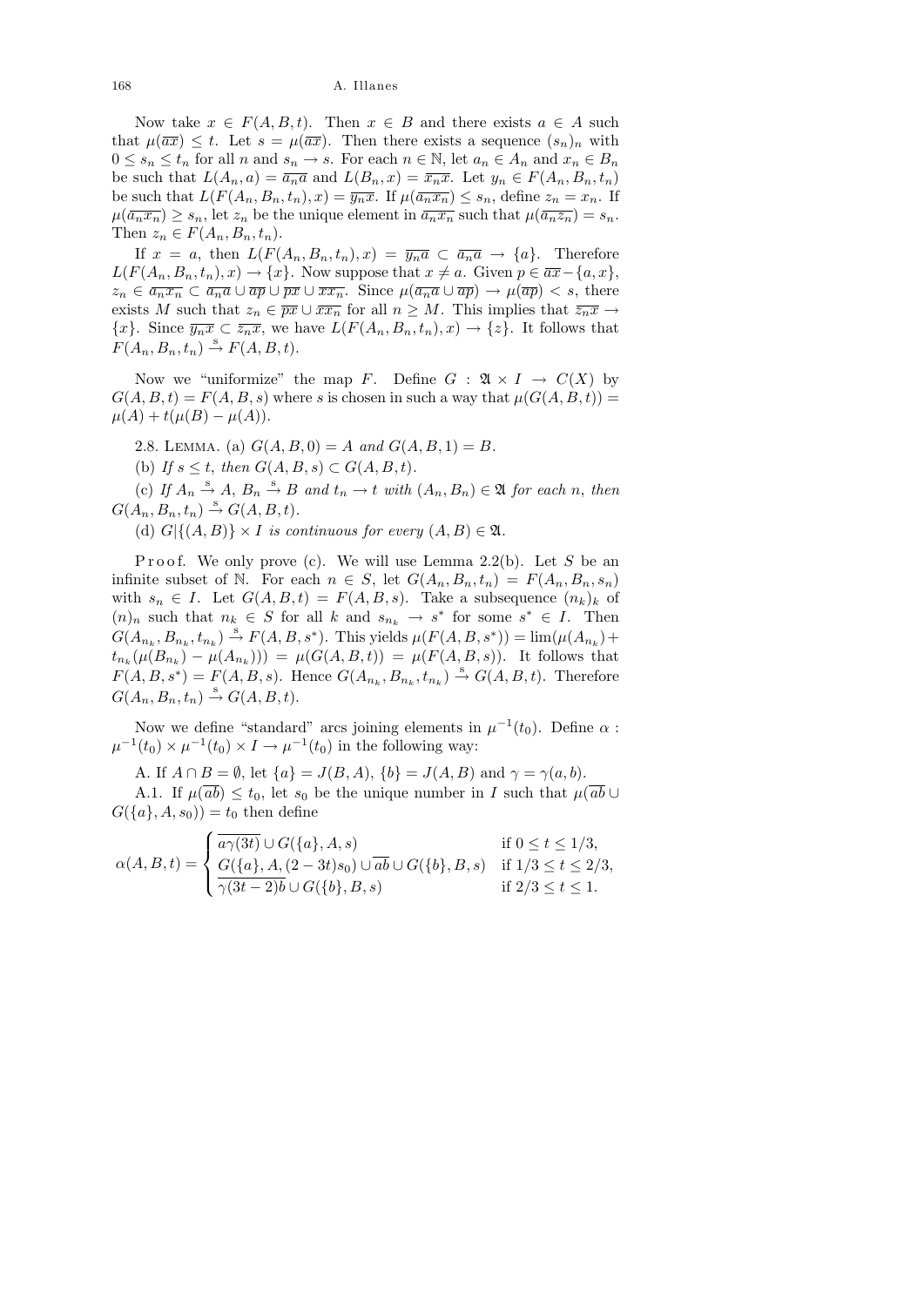Now take $x \in F(A, B, t)$. Then $x \in B$ and there exists $a \in A$ such that $\mu(\overline{ax}) \leq t$. Let $s = \mu(\overline{ax})$. Then there exists a sequence $(s_n)_n$ with $0 \leq s_n \leq t_n$ for all $n$ and $s_n \to s$. For each $n \in \mathbb{N}$, let $a_n \in A_n$ and $x_n \in B_n$ be such that $L(A_n, a) = \overline{a_n a}$ and $L(B_n, x) = \overline{x_n x}$. Let $y_n \in F(A_n, B_n, t_n)$ be such that $L(F(A_n, B_n, t_n), x) = \overline{y_n x}$. If $\mu(\overline{a_n x_n}) \leq s_n$, define $z_n = x_n$. If $\mu(\overline{a_n x_n}) \geq s_n$, let $z_n$ be the unique element in $\overline{a_n x_n}$ such that $\mu(\overline{a_n z_n}) = s_n$. Then $z_n \in F(A_n, B_n, t_n)$.

If $x = a$, then $L(F(A_n, B_n, t_n), x) = \overline{y_n a} \subset \overline{a_n a} \to \{a\}$. Therefore $L(F(A_n, B_n, t_n), x) \to \{x\}$. Now suppose that $x \neq a$. Given $p \in \overline{ax} - \{a, x\}$, $z_n \in \overline{a_n x_n} \subset \overline{a_n a} \cup \overline{ap} \cup \overline{px} \cup \overline{x x_n}$. Since $\mu(\overline{a_n a} \cup \overline{ap}) \to \mu(\overline{ap}) < s$, there exists $M$ such that $z_n \in \overline{px} \cup \overline{x x_n}$ for all $n \geq M$. This implies that $\overline{z_n x} \to \{x\}$. Since $\overline{y_n x} \subset \overline{z_n x}$, we have $L(F(A_n, B_n, t_n), x) \to \{z\}$. It follows that $F(A_n, B_n, t_n) \xrightarrow{\text{s}} F(A, B, t)$.

Now we "uniformize" the map $F$. Define $G : \mathfrak{A} \times I \to C(X)$ by $G(A, B, t) = F(A, B, s)$ where $s$ is chosen in such a way that $\mu(G(A, B, t)) = \mu(A) + t(\mu(B) - \mu(A))$.

2.8. Lemma. (a) *$G(A, B, 0) = A$ and $G(A, B, 1) = B$.*

(b) *If $s \leq t$, then $G(A, B, s) \subset G(A, B, t)$.*

(c) *If $A_n \xrightarrow{\text{s}} A$, $B_n \xrightarrow{\text{s}} B$ and $t_n \to t$ with $(A_n, B_n) \in \mathfrak{A}$ for each $n$, then $G(A_n, B_n, t_n) \xrightarrow{\text{s}} G(A, B, t)$.*

(d) *$G|\{(A, B)\} \times I$ is continuous for every $(A, B) \in \mathfrak{A}$.*

Proof. We only prove (c). We will use Lemma 2.2(b). Let $S$ be an infinite subset of $\mathbb{N}$. For each $n \in S$, let $G(A_n, B_n, t_n) = F(A_n, B_n, s_n)$ with $s_n \in I$. Let $G(A, B, t) = F(A, B, s)$. Take a subsequence $(n_k)_k$ of $(n)_n$ such that $n_k \in S$ for all $k$ and $s_{n_k} \to s^*$ for some $s^* \in I$. Then $G(A_{n_k}, B_{n_k}, t_{n_k}) \xrightarrow{\text{s}} F(A, B, s^*)$. This yields $\mu(F(A, B, s^*)) = \lim(\mu(A_{n_k}) + t_{n_k}(\mu(B_{n_k}) - \mu(A_{n_k}))) = \mu(G(A, B, t)) = \mu(F(A, B, s))$. It follows that $F(A, B, s^*) = F(A, B, s)$. Hence $G(A_{n_k}, B_{n_k}, t_{n_k}) \xrightarrow{\text{s}} G(A, B, t)$. Therefore $G(A_n, B_n, t_n) \xrightarrow{\text{s}} G(A, B, t)$.

Now we define "standard" arcs joining elements in $\mu^{-1}(t_0)$. Define $\alpha : \mu^{-1}(t_0) \times \mu^{-1}(t_0) \times I \to \mu^{-1}(t_0)$ in the following way:

A. If $A \cap B = \emptyset$, let $\{a\} = J(B, A)$, $\{b\} = J(A, B)$ and $\gamma = \gamma(a, b)$.

A.1. If $\mu(\overline{ab}) \leq t_0$, let $s_0$ be the unique number in $I$ such that $\mu(\overline{ab} \cup G(\{a\}, A, s_0)) = t_0$ then define

$$\alpha(A, B, t) = \begin{cases} \overline{a\gamma(3t)} \cup G(\{a\}, A, s) & \text{if } 0 \leq t \leq 1/3, \\ G(\{a\}, A, (2-3t)s_0) \cup \overline{ab} \cup G(\{b\}, B, s) & \text{if } 1/3 \leq t \leq 2/3, \\ \overline{\gamma(3t-2)b} \cup G(\{b\}, B, s) & \text{if } 2/3 \leq t \leq 1. \end{cases}$$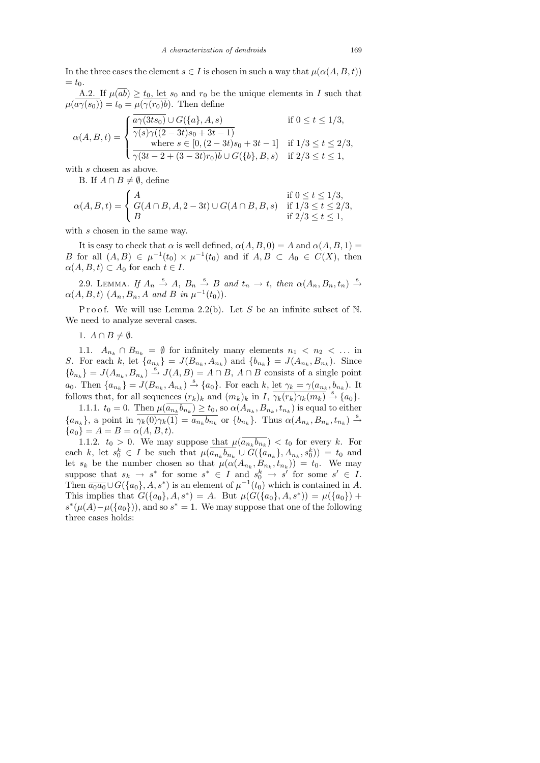In the three cases the element $s \in I$ is chosen in such a way that $\mu(\alpha(A,B,t)) = t_0$.

A.2. If $\mu(\overline{ab}) \geq t_0$, let $s_0$ and $r_0$ be the unique elements in $I$ such that $\mu(\overline{a\gamma(s_0)}) = t_0 = \mu(\overline{\gamma(r_0)b})$. Then define

$$\alpha(A,B,t) = \begin{cases} \overline{a\gamma(3ts_0)} \cup G(\{a\}, A, s) & \text{if } 0 \leq t \leq 1/3, \\ \overline{\gamma(s)\gamma((2-3t)s_0 + 3t - 1)} & \\ \qquad \text{where } s \in [0, (2-3t)s_0 + 3t - 1] & \text{if } 1/3 \leq t \leq 2/3, \\ \overline{\gamma(3t - 2 + (3-3t)r_0)b} \cup G(\{b\}, B, s) & \text{if } 2/3 \leq t \leq 1, \end{cases}$$

with $s$ chosen as above.

B. If $A \cap B \neq \emptyset$, define

$$\alpha(A,B,t) = \begin{cases} A & \text{if } 0 \leq t \leq 1/3, \\ G(A \cap B, A, 2-3t) \cup G(A \cap B, B, s) & \text{if } 1/3 \leq t \leq 2/3, \\ B & \text{if } 2/3 \leq t \leq 1, \end{cases}$$

with $s$ chosen in the same way.

It is easy to check that $\alpha$ is well defined, $\alpha(A,B,0) = A$ and $\alpha(A,B,1) = B$ for all $(A,B) \in \mu^{-1}(t_0) \times \mu^{-1}(t_0)$ and if $A, B \subset A_0 \in C(X)$, then $\alpha(A,B,t) \subset A_0$ for each $t \in I$.

2.9. Lemma. *If $A_n \xrightarrow{\text{s}} A$, $B_n \xrightarrow{\text{s}} B$ and $t_n \to t$, then $\alpha(A_n, B_n, t_n) \xrightarrow{\text{s}} \alpha(A,B,t)$ ($A_n, B_n, A$ and $B$ in $\mu^{-1}(t_0)$).*

Proof. We will use Lemma 2.2(b). Let $S$ be an infinite subset of $\mathbb{N}$. We need to analyze several cases.

1. $A \cap B \neq \emptyset$.

1.1. $A_{n_k} \cap B_{n_k} = \emptyset$ for infinitely many elements $n_1 < n_2 < \ldots$ in $S$. For each $k$, let $\{a_{n_k}\} = J(B_{n_k}, A_{n_k})$ and $\{b_{n_k}\} = J(A_{n_k}, B_{n_k})$. Since $\{b_{n_k}\} = J(A_{n_k}, B_{n_k}) \xrightarrow{\text{s}} J(A,B) = A \cap B$, $A \cap B$ consists of a single point $a_0$. Then $\{a_{n_k}\} = J(B_{n_k}, A_{n_k}) \xrightarrow{\text{s}} \{a_0\}$. For each $k$, let $\gamma_k = \gamma(a_{n_k}, b_{n_k})$. It follows that, for all sequences $(r_k)_k$ and $(m_k)_k$ in $I$, $\overline{\gamma_k(r_k)\gamma_k(m_k)} \xrightarrow{\text{s}} \{a_0\}$.

1.1.1. $t_0 = 0$. Then $\mu(\overline{a_{n_k}b_{n_k}}) \geq t_0$, so $\alpha(A_{n_k}, B_{n_k}, t_{n_k})$ is equal to either $\{a_{n_k}\}$, a point in $\overline{\gamma_k(0)\gamma_k(1)} = \overline{a_{n_k}b_{n_k}}$ or $\{b_{n_k}\}$. Thus $\alpha(A_{n_k}, B_{n_k}, t_{n_k}) \xrightarrow{\text{s}} \{a_0\} = A = B = \alpha(A,B,t)$.

1.1.2. $t_0 > 0$. We may suppose that $\mu(\overline{a_{n_k}b_{n_k}}) < t_0$ for every $k$. For each $k$, let $s_0^k \in I$ be such that $\mu(\overline{a_{n_k}b_{n_k}} \cup G(\{a_{n_k}\}, A_{n_k}, s_0^k)) = t_0$ and let $s_k$ be the number chosen so that $\mu(\alpha(A_{n_k}, B_{n_k}, t_{n_k})) = t_0$. We may suppose that $s_k \to s^*$ for some $s^* \in I$ and $s_0^k \to s'$ for some $s' \in I$. Then $\overline{a_0a_0} \cup G(\{a_0\}, A, s^*)$ is an element of $\mu^{-1}(t_0)$ which is contained in $A$. This implies that $G(\{a_0\}, A, s^*) = A$. But $\mu(G(\{a_0\}, A, s^*)) = \mu(\{a_0\}) + s^*(\mu(A) - \mu(\{a_0\}))$, and so $s^* = 1$. We may suppose that one of the following three cases holds: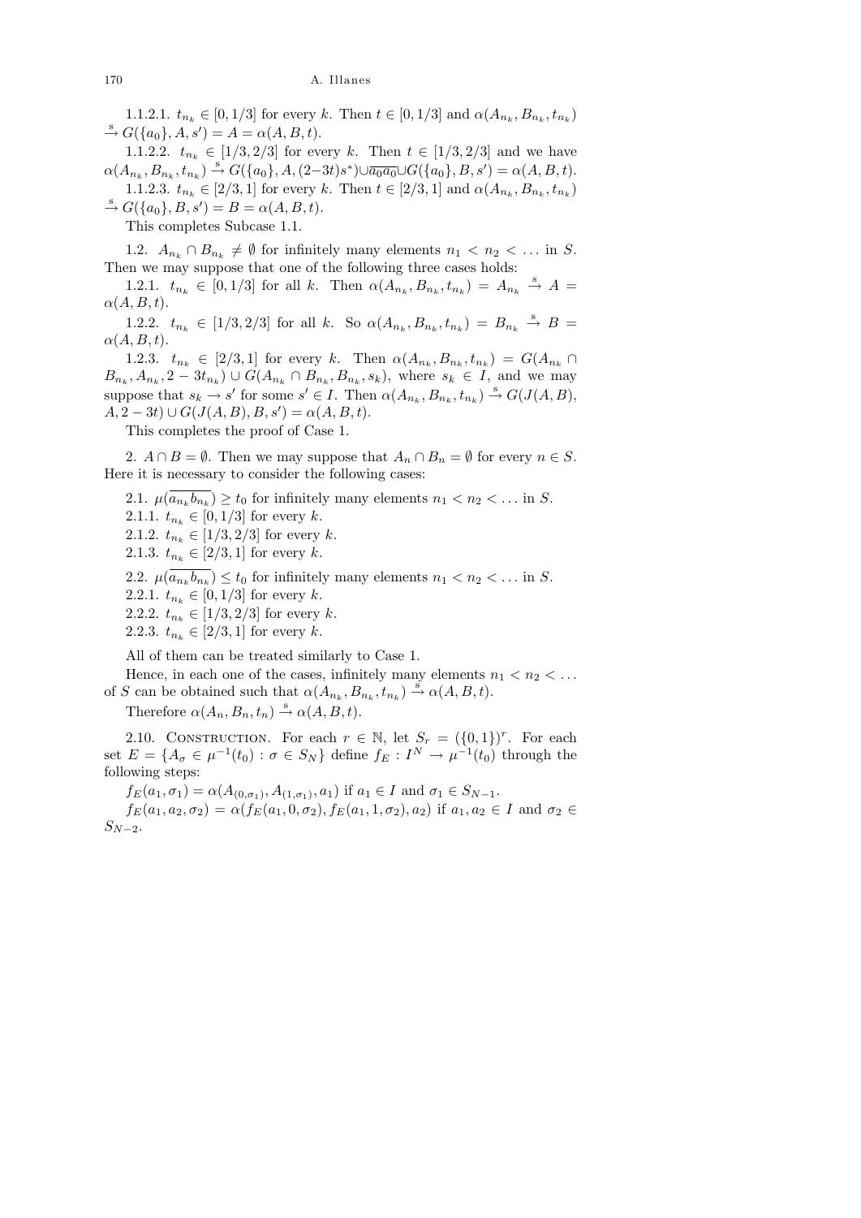1.1.2.1. $t_{n_k} \in [0,1/3]$ for every $k$. Then $t \in [0,1/3]$ and $\alpha(A_{n_k}, B_{n_k}, t_{n_k}) \xrightarrow{\text{s}} G(\{a_0\}, A, s') = A = \alpha(A, B, t)$.

1.1.2.2. $t_{n_k} \in [1/3, 2/3]$ for every $k$. Then $t \in [1/3, 2/3]$ and we have $\alpha(A_{n_k}, B_{n_k}, t_{n_k}) \xrightarrow{\text{s}} G(\{a_0\}, A, (2-3t)s^*) \cup \overline{a_0 a_0} \cup G(\{a_0\}, B, s') = \alpha(A, B, t)$.

1.1.2.3. $t_{n_k} \in [2/3, 1]$ for every $k$. Then $t \in [2/3, 1]$ and $\alpha(A_{n_k}, B_{n_k}, t_{n_k}) \xrightarrow{\text{s}} G(\{a_0\}, B, s') = B = \alpha(A, B, t)$.

This completes Subcase 1.1.

1.2. $A_{n_k} \cap B_{n_k} \neq \emptyset$ for infinitely many elements $n_1 < n_2 < \ldots$ in $S$. Then we may suppose that one of the following three cases holds:

1.2.1. $t_{n_k} \in [0,1/3]$ for all $k$. Then $\alpha(A_{n_k}, B_{n_k}, t_{n_k}) = A_{n_k} \xrightarrow{\text{s}} A = \alpha(A, B, t)$.

1.2.2. $t_{n_k} \in [1/3, 2/3]$ for all $k$. So $\alpha(A_{n_k}, B_{n_k}, t_{n_k}) = B_{n_k} \xrightarrow{\text{s}} B = \alpha(A, B, t)$.

1.2.3. $t_{n_k} \in [2/3, 1]$ for every $k$. Then $\alpha(A_{n_k}, B_{n_k}, t_{n_k}) = G(A_{n_k} \cap B_{n_k}, A_{n_k}, 2 - 3t_{n_k}) \cup G(A_{n_k} \cap B_{n_k}, B_{n_k}, s_k)$, where $s_k \in I$, and we may suppose that $s_k \to s'$ for some $s' \in I$. Then $\alpha(A_{n_k}, B_{n_k}, t_{n_k}) \xrightarrow{\text{s}} G(J(A,B), A, 2-3t) \cup G(J(A,B), B, s') = \alpha(A, B, t)$.

This completes the proof of Case 1.

2. $A \cap B = \emptyset$. Then we may suppose that $A_n \cap B_n = \emptyset$ for every $n \in S$. Here it is necessary to consider the following cases:

2.1. $\mu(\overline{a_{n_k} b_{n_k}}) \geq t_0$ for infinitely many elements $n_1 < n_2 < \ldots$ in $S$.

2.1.1. $t_{n_k} \in [0,1/3]$ for every $k$.

2.1.2. $t_{n_k} \in [1/3, 2/3]$ for every $k$.

2.1.3. $t_{n_k} \in [2/3, 1]$ for every $k$.

2.2. $\mu(\overline{a_{n_k} b_{n_k}}) \leq t_0$ for infinitely many elements $n_1 < n_2 < \ldots$ in $S$.

2.2.1. $t_{n_k} \in [0,1/3]$ for every $k$.

2.2.2. $t_{n_k} \in [1/3, 2/3]$ for every $k$.

2.2.3. $t_{n_k} \in [2/3, 1]$ for every $k$.

All of them can be treated similarly to Case 1.

Hence, in each one of the cases, infinitely many elements $n_1 < n_2 < \ldots$ of $S$ can be obtained such that $\alpha(A_{n_k}, B_{n_k}, t_{n_k}) \xrightarrow{\text{s}} \alpha(A, B, t)$.

Therefore $\alpha(A_n, B_n, t_n) \xrightarrow{\text{s}} \alpha(A, B, t)$.

2.10. Construction. For each $r \in \mathbb{N}$, let $S_r = (\{0,1\})^r$. For each set $E = \{A_\sigma \in \mu^{-1}(t_0) : \sigma \in S_N\}$ define $f_E : I^N \to \mu^{-1}(t_0)$ through the following steps:

$f_E(a_1, \sigma_1) = \alpha(A_{(0,\sigma_1)}, A_{(1,\sigma_1)}, a_1)$ if $a_1 \in I$ and $\sigma_1 \in S_{N-1}$.

$f_E(a_1, a_2, \sigma_2) = \alpha(f_E(a_1, 0, \sigma_2), f_E(a_1, 1, \sigma_2), a_2)$ if $a_1, a_2 \in I$ and $\sigma_2 \in S_{N-2}$.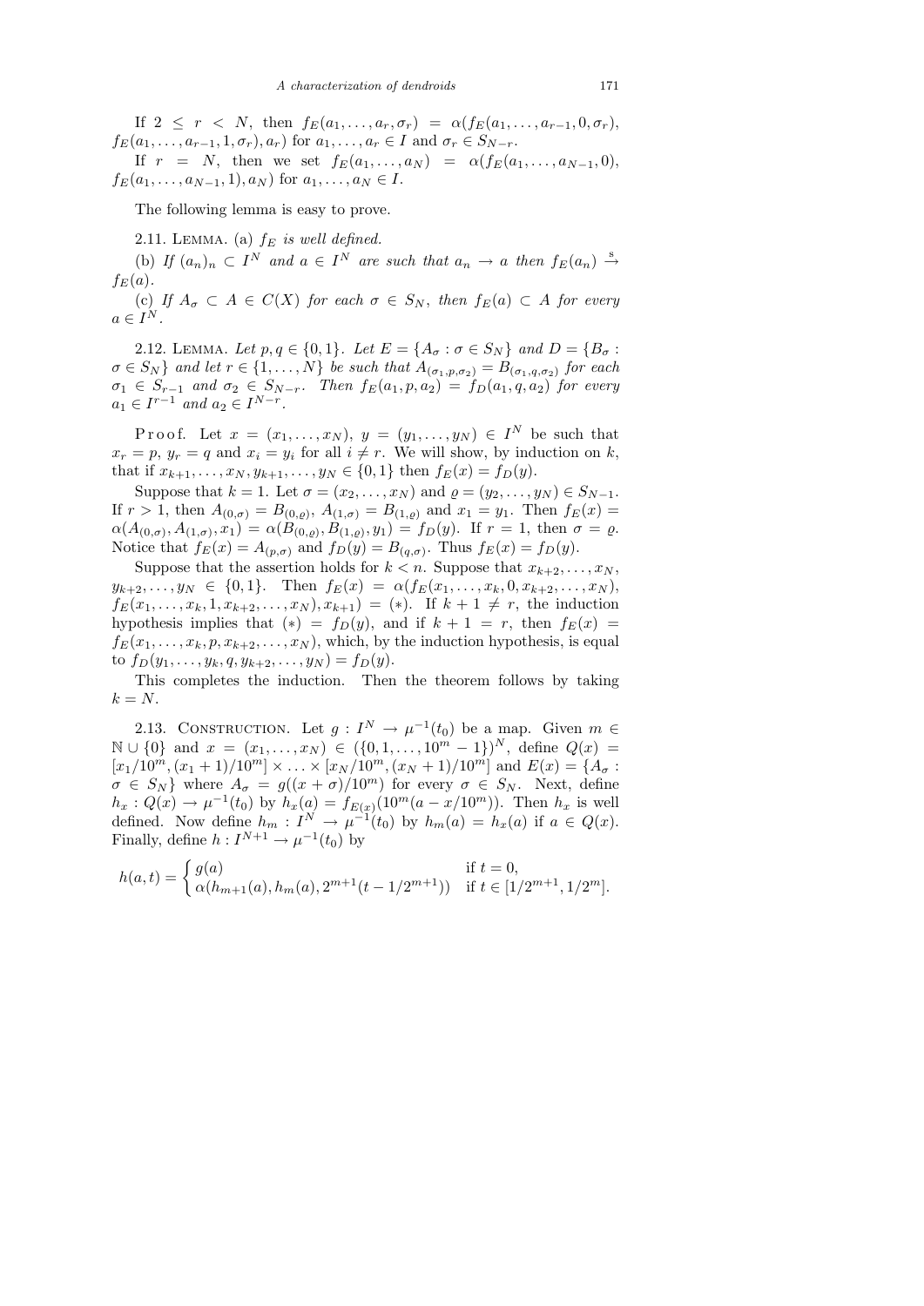If $2 \le r < N$, then $f_E(a_1,\ldots,a_r,\sigma_r) = \alpha(f_E(a_1,\ldots,a_{r-1},0,\sigma_r), f_E(a_1,\ldots,a_{r-1},1,\sigma_r), a_r)$ for $a_1,\ldots,a_r \in I$ and $\sigma_r \in S_{N-r}$.

If $r = N$, then we set $f_E(a_1,\ldots,a_N) = \alpha(f_E(a_1,\ldots,a_{N-1},0), f_E(a_1,\ldots,a_{N-1},1), a_N)$ for $a_1,\ldots,a_N \in I$.

The following lemma is easy to prove.

2.11. Lemma. (a) *$f_E$ is well defined.*

(b) *If $(a_n)_n \subset I^N$ and $a \in I^N$ are such that $a_n \to a$ then $f_E(a_n) \xrightarrow{\text{s}} f_E(a)$.*

(c) *If $A_\sigma \subset A \in C(X)$ for each $\sigma \in S_N$, then $f_E(a) \subset A$ for every $a \in I^N$.*

2.12. Lemma. *Let $p, q \in \{0,1\}$. Let $E = \{A_\sigma : \sigma \in S_N\}$ and $D = \{B_\sigma : \sigma \in S_N\}$ and let $r \in \{1,\ldots,N\}$ be such that $A_{(\sigma_1,p,\sigma_2)} = B_{(\sigma_1,q,\sigma_2)}$ for each $\sigma_1 \in S_{r-1}$ and $\sigma_2 \in S_{N-r}$. Then $f_E(a_1,p,a_2) = f_D(a_1,q,a_2)$ for every $a_1 \in I^{r-1}$ and $a_2 \in I^{N-r}$.*

Proof. Let $x = (x_1,\ldots,x_N)$, $y = (y_1,\ldots,y_N) \in I^N$ be such that $x_r = p$, $y_r = q$ and $x_i = y_i$ for all $i \ne r$. We will show, by induction on $k$, that if $x_{k+1},\ldots,x_N, y_{k+1},\ldots,y_N \in \{0,1\}$ then $f_E(x) = f_D(y)$.

Suppose that $k = 1$. Let $\sigma = (x_2,\ldots,x_N)$ and $\varrho = (y_2,\ldots,y_N) \in S_{N-1}$. If $r > 1$, then $A_{(0,\sigma)} = B_{(0,\varrho)}$, $A_{(1,\sigma)} = B_{(1,\varrho)}$ and $x_1 = y_1$. Then $f_E(x) = \alpha(A_{(0,\sigma)}, A_{(1,\sigma)}, x_1) = \alpha(B_{(0,\varrho)}, B_{(1,\varrho)}, y_1) = f_D(y)$. If $r = 1$, then $\sigma = \varrho$. Notice that $f_E(x) = A_{(p,\sigma)}$ and $f_D(y) = B_{(q,\sigma)}$. Thus $f_E(x) = f_D(y)$.

Suppose that the assertion holds for $k < n$. Suppose that $x_{k+2},\ldots,x_N$, $y_{k+2},\ldots,y_N \in \{0,1\}$. Then $f_E(x) = \alpha(f_E(x_1,\ldots,x_k,0,x_{k+2},\ldots,x_N), f_E(x_1,\ldots,x_k,1,x_{k+2},\ldots,x_N), x_{k+1}) = (*)$. If $k+1 \ne r$, the induction hypothesis implies that $(*) = f_D(y)$, and if $k+1 = r$, then $f_E(x) = f_E(x_1,\ldots,x_k,p,x_{k+2},\ldots,x_N)$, which, by the induction hypothesis, is equal to $f_D(y_1,\ldots,y_k,q,y_{k+2},\ldots,y_N) = f_D(y)$.

This completes the induction. Then the theorem follows by taking $k = N$.

2.13. Construction. Let $g : I^N \to \mu^{-1}(t_0)$ be a map. Given $m \in \mathbb{N} \cup \{0\}$ and $x = (x_1,\ldots,x_N) \in (\{0,1,\ldots,10^m - 1\})^N$, define $Q(x) = [x_1/10^m, (x_1+1)/10^m] \times \ldots \times [x_N/10^m, (x_N+1)/10^m]$ and $E(x) = \{A_\sigma : \sigma \in S_N\}$ where $A_\sigma = g((x+\sigma)/10^m)$ for every $\sigma \in S_N$. Next, define $h_x : Q(x) \to \mu^{-1}(t_0)$ by $h_x(a) = f_{E(x)}(10^m(a - x/10^m))$. Then $h_x$ is well defined. Now define $h_m : I^N \to \mu^{-1}(t_0)$ by $h_m(a) = h_x(a)$ if $a \in Q(x)$. Finally, define $h : I^{N+1} \to \mu^{-1}(t_0)$ by

$$h(a,t) = \begin{cases} g(a) & \text{if } t = 0, \\ \alpha(h_{m+1}(a), h_m(a), 2^{m+1}(t - 1/2^{m+1})) & \text{if } t \in [1/2^{m+1}, 1/2^m]. \end{cases}$$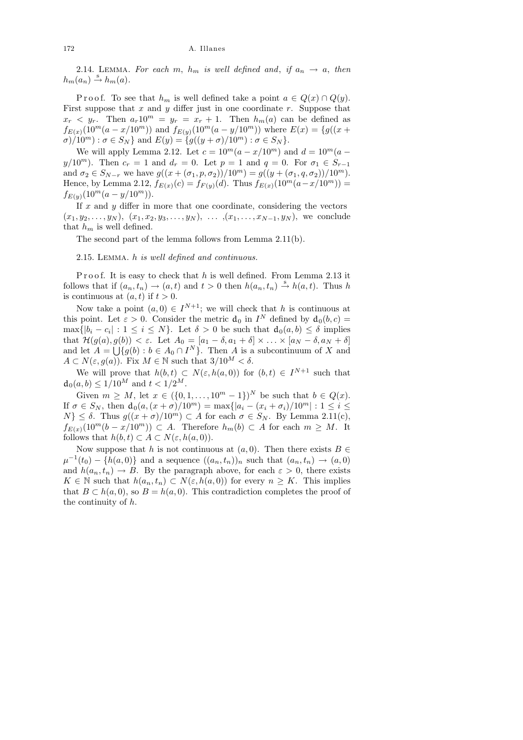2.14. Lemma. *For each* $m$, $h_m$ *is well defined and*, *if* $a_n \to a$, *then* $h_m(a_n) \xrightarrow{\text{s}} h_m(a)$.

Proof. To see that $h_m$ is well defined take a point $a \in Q(x) \cap Q(y)$. First suppose that $x$ and $y$ differ just in one coordinate $r$. Suppose that $x_r < y_r$. Then $a_r 10^m = y_r = x_r + 1$. Then $h_m(a)$ can be defined as $f_{E(x)}(10^m(a - x/10^m))$ and $f_{E(y)}(10^m(a - y/10^m))$ where $E(x) = \{g((x+\sigma)/10^m) : \sigma \in S_N\}$ and $E(y) = \{g((y+\sigma)/10^m) : \sigma \in S_N\}$.

We will apply Lemma 2.12. Let $c = 10^m(a - x/10^m)$ and $d = 10^m(a - y/10^m)$. Then $c_r = 1$ and $d_r = 0$. Let $p = 1$ and $q = 0$. For $\sigma_1 \in S_{r-1}$ and $\sigma_2 \in S_{N-r}$ we have $g((x + (\sigma_1, p, \sigma_2))/10^m) = g((y + (\sigma_1, q, \sigma_2))/10^m)$. Hence, by Lemma 2.12, $f_{E(x)}(c) = f_{F(y)}(d)$. Thus $f_{E(x)}(10^m(a - x/10^m)) = f_{E(y)}(10^m(a - y/10^m))$.

If $x$ and $y$ differ in more that one coordinate, considering the vectors $(x_1, y_2, \ldots, y_N)$, $(x_1, x_2, y_3, \ldots, y_N)$, $\ldots$ ,$(x_1, \ldots, x_{N-1}, y_N)$, we conclude that $h_m$ is well defined.

The second part of the lemma follows from Lemma 2.11(b).

2.15. Lemma. $h$ *is well defined and continuous.*

Proof. It is easy to check that $h$ is well defined. From Lemma 2.13 it follows that if $(a_n, t_n) \to (a, t)$ and $t > 0$ then $h(a_n, t_n) \xrightarrow{\text{s}} h(a, t)$. Thus $h$ is continuous at $(a, t)$ if $t > 0$.

Now take a point $(a, 0) \in I^{N+1}$; we will check that $h$ is continuous at this point. Let $\varepsilon > 0$. Consider the metric $\mathsf{d}_0$ in $I^N$ defined by $\mathsf{d}_0(b, c) = \max\{|b_i - c_i| : 1 \le i \le N\}$. Let $\delta > 0$ be such that $\mathsf{d}_0(a, b) \le \delta$ implies that $\mathcal{H}(g(a), g(b)) < \varepsilon$. Let $A_0 = [a_1 - \delta, a_1 + \delta] \times \ldots \times [a_N - \delta, a_N + \delta]$ and let $A = \bigcup\{g(b) : b \in A_0 \cap I^N\}$. Then $A$ is a subcontinuum of $X$ and $A \subset N(\varepsilon, g(a))$. Fix $M \in \mathbb{N}$ such that $3/10^M < \delta$.

We will prove that $h(b, t) \subset N(\varepsilon, h(a, 0))$ for $(b, t) \in I^{N+1}$ such that $\mathsf{d}_0(a, b) \le 1/10^M$ and $t < 1/2^M$.

Given $m \ge M$, let $x \in (\{0, 1, \ldots, 10^m - 1\})^N$ be such that $b \in Q(x)$. If $\sigma \in S_N$, then $\mathsf{d}_0(a, (x+\sigma)/10^m) = \max\{|a_i - (x_i + \sigma_i)/10^m| : 1 \le i \le N\} \le \delta$. Thus $g((x+\sigma)/10^m) \subset A$ for each $\sigma \in S_N$. By Lemma 2.11(c), $f_{E(x)}(10^m(b - x/10^m)) \subset A$. Therefore $h_m(b) \subset A$ for each $m \ge M$. It follows that $h(b, t) \subset A \subset N(\varepsilon, h(a, 0))$.

Now suppose that $h$ is not continuous at $(a, 0)$. Then there exists $B \in \mu^{-1}(t_0) - \{h(a, 0)\}$ and a sequence $((a_n, t_n))_n$ such that $(a_n, t_n) \to (a, 0)$ and $h(a_n, t_n) \to B$. By the paragraph above, for each $\varepsilon > 0$, there exists $K \in \mathbb{N}$ such that $h(a_n, t_n) \subset N(\varepsilon, h(a, 0))$ for every $n \ge K$. This implies that $B \subset h(a, 0)$, so $B = h(a, 0)$. This contradiction completes the proof of the continuity of $h$.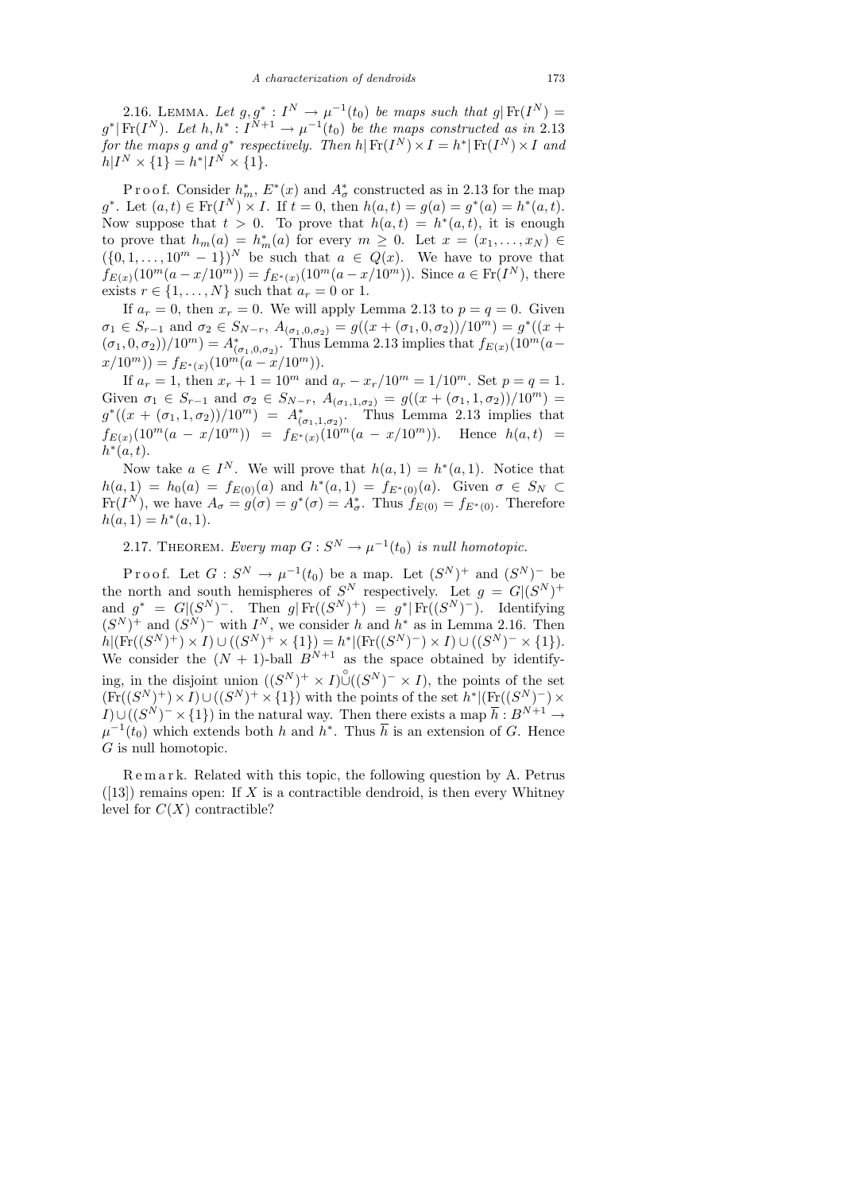**2.16. Lemma.** *Let $g, g^* : I^N \to \mu^{-1}(t_0)$ be maps such that $g|\operatorname{Fr}(I^N) = g^*|\operatorname{Fr}(I^N)$. Let $h, h^* : I^{N+1} \to \mu^{-1}(t_0)$ be the maps constructed as in* 2.13 *for the maps $g$ and $g^*$ respectively. Then $h|\operatorname{Fr}(I^N)\times I = h^*|\operatorname{Fr}(I^N)\times I$ and $h|I^N \times \{1\} = h^*|I^N \times \{1\}$.*

Proof. Consider $h_m^*$, $E^*(x)$ and $A_\sigma^*$ constructed as in 2.13 for the map $g^*$. Let $(a,t) \in \operatorname{Fr}(I^N)\times I$. If $t = 0$, then $h(a,t) = g(a) = g^*(a) = h^*(a,t)$. Now suppose that $t > 0$. To prove that $h(a,t) = h^*(a,t)$, it is enough to prove that $h_m(a) = h_m^*(a)$ for every $m \geq 0$. Let $x = (x_1,\ldots,x_N) \in (\{0,1,\ldots,10^m-1\})^N$ be such that $a \in Q(x)$. We have to prove that $f_{E(x)}(10^m(a - x/10^m)) = f_{E^*(x)}(10^m(a - x/10^m))$. Since $a \in \operatorname{Fr}(I^N)$, there exists $r \in \{1,\ldots,N\}$ such that $a_r = 0$ or $1$.

If $a_r = 0$, then $x_r = 0$. We will apply Lemma 2.13 to $p = q = 0$. Given $\sigma_1 \in S_{r-1}$ and $\sigma_2 \in S_{N-r}$, $A_{(\sigma_1,0,\sigma_2)} = g((x + (\sigma_1,0,\sigma_2))/10^m) = g^*((x + (\sigma_1,0,\sigma_2))/10^m) = A^*_{(\sigma_1,0,\sigma_2)}$. Thus Lemma 2.13 implies that $f_{E(x)}(10^m(a - x/10^m)) = f_{E^*(x)}(10^m(a - x/10^m))$.

If $a_r = 1$, then $x_r + 1 = 10^m$ and $a_r - x_r/10^m = 1/10^m$. Set $p = q = 1$. Given $\sigma_1 \in S_{r-1}$ and $\sigma_2 \in S_{N-r}$, $A_{(\sigma_1,1,\sigma_2)} = g((x + (\sigma_1,1,\sigma_2))/10^m) = g^*((x + (\sigma_1,1,\sigma_2))/10^m) = A^*_{(\sigma_1,1,\sigma_2)}$. Thus Lemma 2.13 implies that $f_{E(x)}(10^m(a - x/10^m)) = f_{E^*(x)}(10^m(a - x/10^m))$. Hence $h(a,t) = h^*(a,t)$.

Now take $a \in I^N$. We will prove that $h(a,1) = h^*(a,1)$. Notice that $h(a,1) = h_0(a) = f_{E(0)}(a)$ and $h^*(a,1) = f_{E^*(0)}(a)$. Given $\sigma \in S_N \subset \operatorname{Fr}(I^N)$, we have $A_\sigma = g(\sigma) = g^*(\sigma) = A_\sigma^*$. Thus $f_{E(0)} = f_{E^*(0)}$. Therefore $h(a,1) = h^*(a,1)$.

**2.17. Theorem.** *Every map $G : S^N \to \mu^{-1}(t_0)$ is null homotopic.*

Proof. Let $G : S^N \to \mu^{-1}(t_0)$ be a map. Let $(S^N)^+$ and $(S^N)^-$ be the north and south hemispheres of $S^N$ respectively. Let $g = G|(S^N)^+$ and $g^* = G|(S^N)^-$. Then $g|\operatorname{Fr}((S^N)^+) = g^*|\operatorname{Fr}((S^N)^-)$. Identifying $(S^N)^+$ and $(S^N)^-$ with $I^N$, we consider $h$ and $h^*$ as in Lemma 2.16. Then $h|(\operatorname{Fr}((S^N)^+)\times I) \cup ((S^N)^+ \times \{1\}) = h^*|(\operatorname{Fr}((S^N)^-)\times I) \cup ((S^N)^- \times \{1\})$. We consider the $(N+1)$-ball $B^{N+1}$ as the space obtained by identifying, in the disjoint union $((S^N)^+ \times I)\mathring{\cup}((S^N)^- \times I)$, the points of the set $(\operatorname{Fr}((S^N)^+)\times I) \cup ((S^N)^+ \times \{1\})$ with the points of the set $h^*|(\operatorname{Fr}((S^N)^-)\times I) \cup ((S^N)^- \times \{1\})$ in the natural way. Then there exists a map $\overline{h} : B^{N+1} \to \mu^{-1}(t_0)$ which extends both $h$ and $h^*$. Thus $\overline{h}$ is an extension of $G$. Hence $G$ is null homotopic.

Remark. Related with this topic, the following question by A. Petrus ([13]) remains open: If $X$ is a contractible dendroid, is then every Whitney level for $C(X)$ contractible?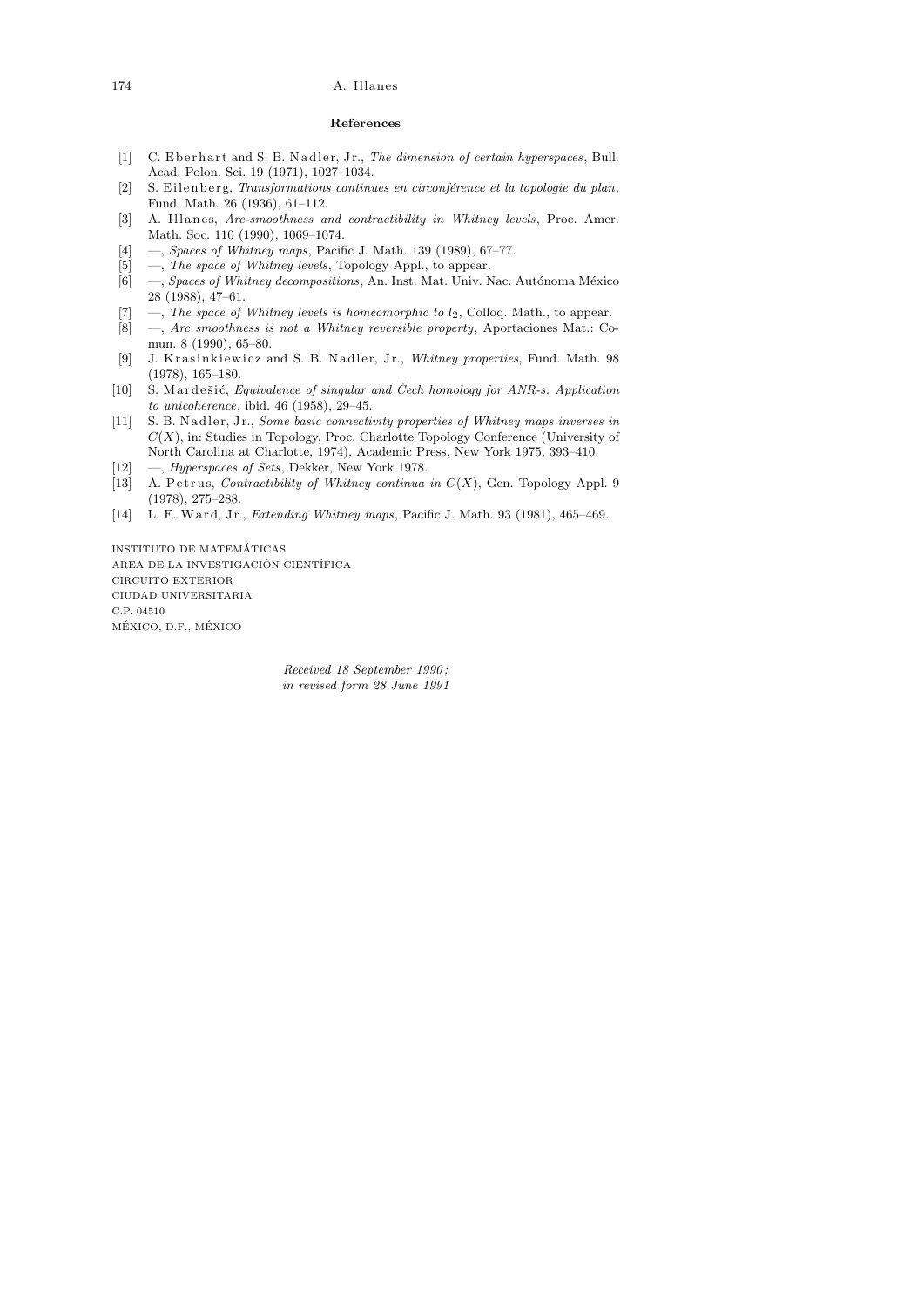### References

[1] C. Eberhart and S. B. Nadler, Jr., *The dimension of certain hyperspaces*, Bull. Acad. Polon. Sci. 19 (1971), 1027–1034.

[2] S. Eilenberg, *Transformations continues en circonférence et la topologie du plan*, Fund. Math. 26 (1936), 61–112.

[3] A. Illanes, *Arc-smoothness and contractibility in Whitney levels*, Proc. Amer. Math. Soc. 110 (1990), 1069–1074.

[4] —, *Spaces of Whitney maps*, Pacific J. Math. 139 (1989), 67–77.

[5] —, *The space of Whitney levels*, Topology Appl., to appear.

[6] —, *Spaces of Whitney decompositions*, An. Inst. Mat. Univ. Nac. Autónoma México 28 (1988), 47–61.

[7] —, *The space of Whitney levels is homeomorphic to $l_2$*, Colloq. Math., to appear.

[8] —, *Arc smoothness is not a Whitney reversible property*, Aportaciones Mat.: Comun. 8 (1990), 65–80.

[9] J. Krasinkiewicz and S. B. Nadler, Jr., *Whitney properties*, Fund. Math. 98 (1978), 165–180.

[10] S. Mardešić, *Equivalence of singular and Čech homology for ANR-s. Application to unicoherence*, ibid. 46 (1958), 29–45.

[11] S. B. Nadler, Jr., *Some basic connectivity properties of Whitney maps inverses in $C(X)$*, in: Studies in Topology, Proc. Charlotte Topology Conference (University of North Carolina at Charlotte, 1974), Academic Press, New York 1975, 393–410.

[12] —, *Hyperspaces of Sets*, Dekker, New York 1978.

[13] A. Petrus, *Contractibility of Whitney continua in $C(X)$*, Gen. Topology Appl. 9 (1978), 275–288.

[14] L. E. Ward, Jr., *Extending Whitney maps*, Pacific J. Math. 93 (1981), 465–469.

INSTITUTO DE MATEMÁTICAS
AREA DE LA INVESTIGACIÓN CIENTÍFICA
CIRCUITO EXTERIOR
CIUDAD UNIVERSITARIA
C.P. 04510
MÉXICO, D.F., MÉXICO

*Received 18 September 1990;*
*in revised form 28 June 1991*